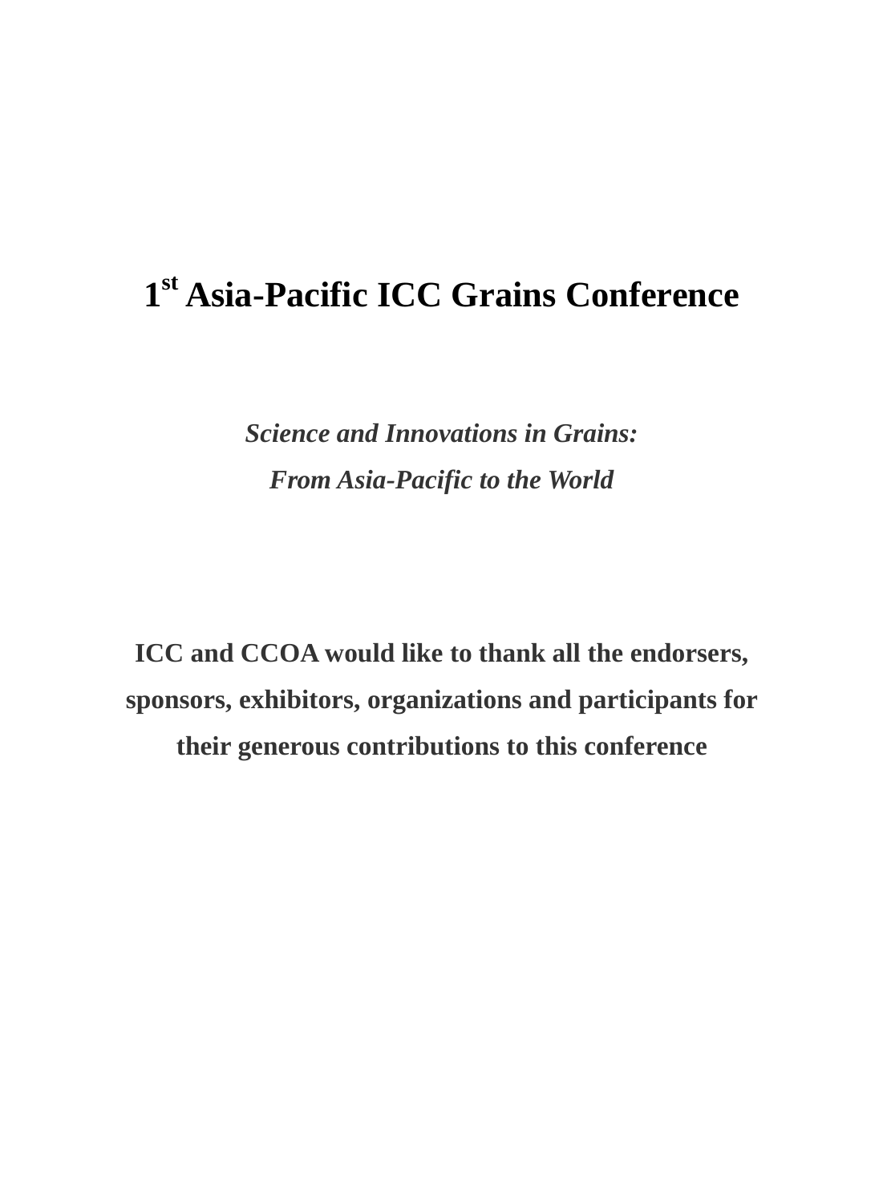# 1st Asia-Pacific ICC Grains Conference

***Science and Innovations in Grains:***
***From Asia-Pacific to the World***

**ICC and CCOA would like to thank all the endorsers, sponsors, exhibitors, organizations and participants for their generous contributions to this conference**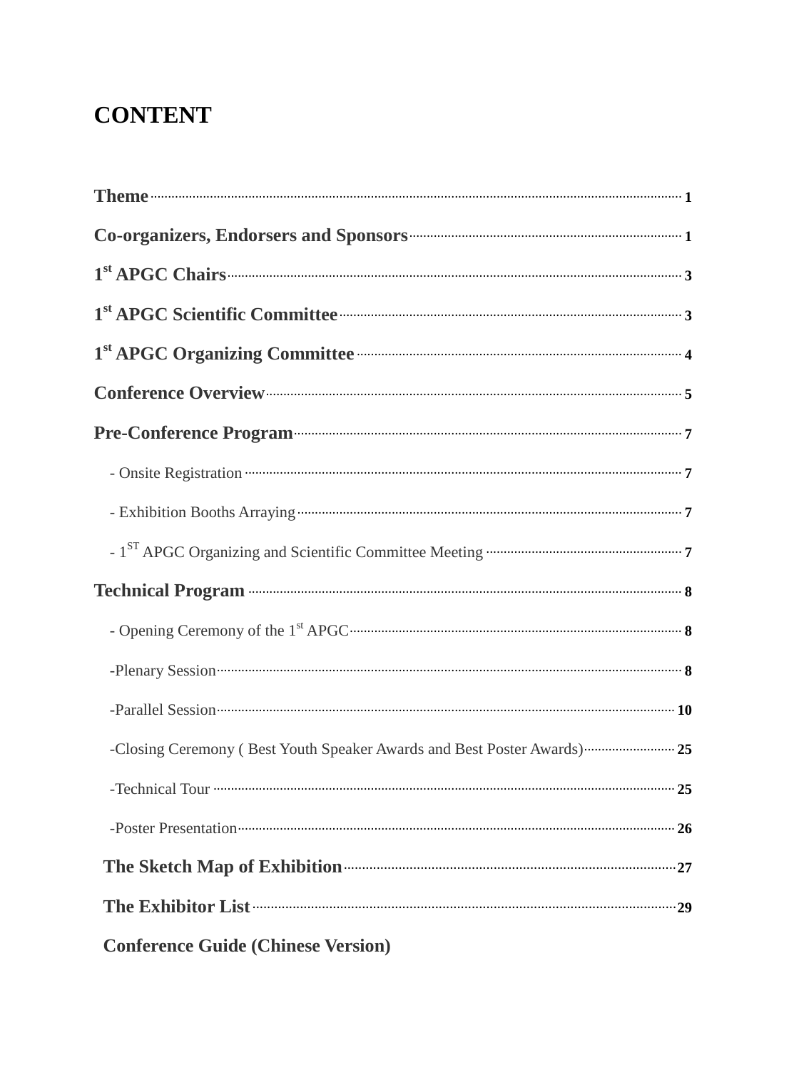# CONTENT

**Theme** ........ 1

**Co-organizers, Endorsers and Sponsors** ........ 1

**1st APGC Chairs** ........ 3

**1st APGC Scientific Committee** ........ 3

**1st APGC Organizing Committee** ........ 4

**Conference Overview** ........ 5

**Pre-Conference Program** ........ 7

- Onsite Registration ........ 7
- Exhibition Booths Arraying ........ 7
- 1ST APGC Organizing and Scientific Committee Meeting ........ 7

**Technical Program** ........ 8

- Opening Ceremony of the 1st APGC ........ 8
- Plenary Session ........ 8
- Parallel Session ........ 10
- Closing Ceremony ( Best Youth Speaker Awards and Best Poster Awards) ........ 25
- Technical Tour ........ 25
- Poster Presentation ........ 26

**The Sketch Map of Exhibition** ........ 27

**The Exhibitor List** ........ 29

**Conference Guide (Chinese Version)**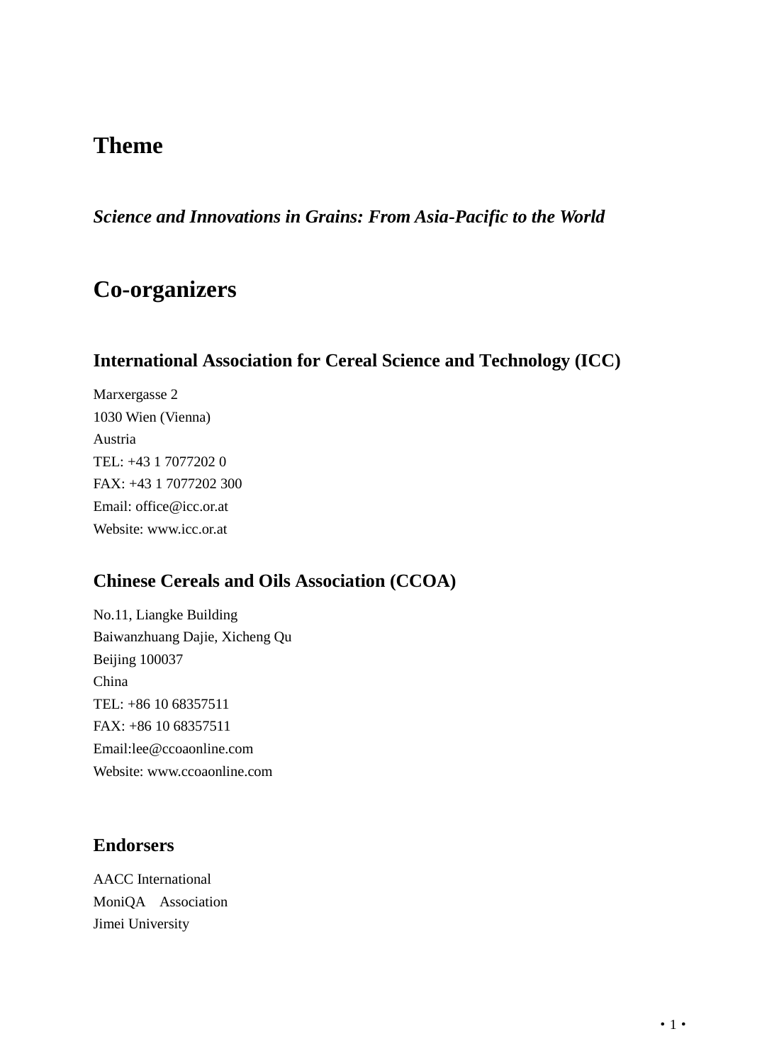# Theme

***Science and Innovations in Grains: From Asia-Pacific to the World***

# Co-organizers

## International Association for Cereal Science and Technology (ICC)

Marxergasse 2
1030 Wien (Vienna)
Austria
TEL: +43 1 7077202 0
FAX: +43 1 7077202 300
Email: office@icc.or.at
Website: www.icc.or.at

## Chinese Cereals and Oils Association (CCOA)

No.11, Liangke Building
Baiwanzhuang Dajie, Xicheng Qu
Beijing 100037
China
TEL: +86 10 68357511
FAX: +86 10 68357511
Email:lee@ccoaonline.com
Website: www.ccoaonline.com

## Endorsers

AACC International
MoniQA Association
Jimei University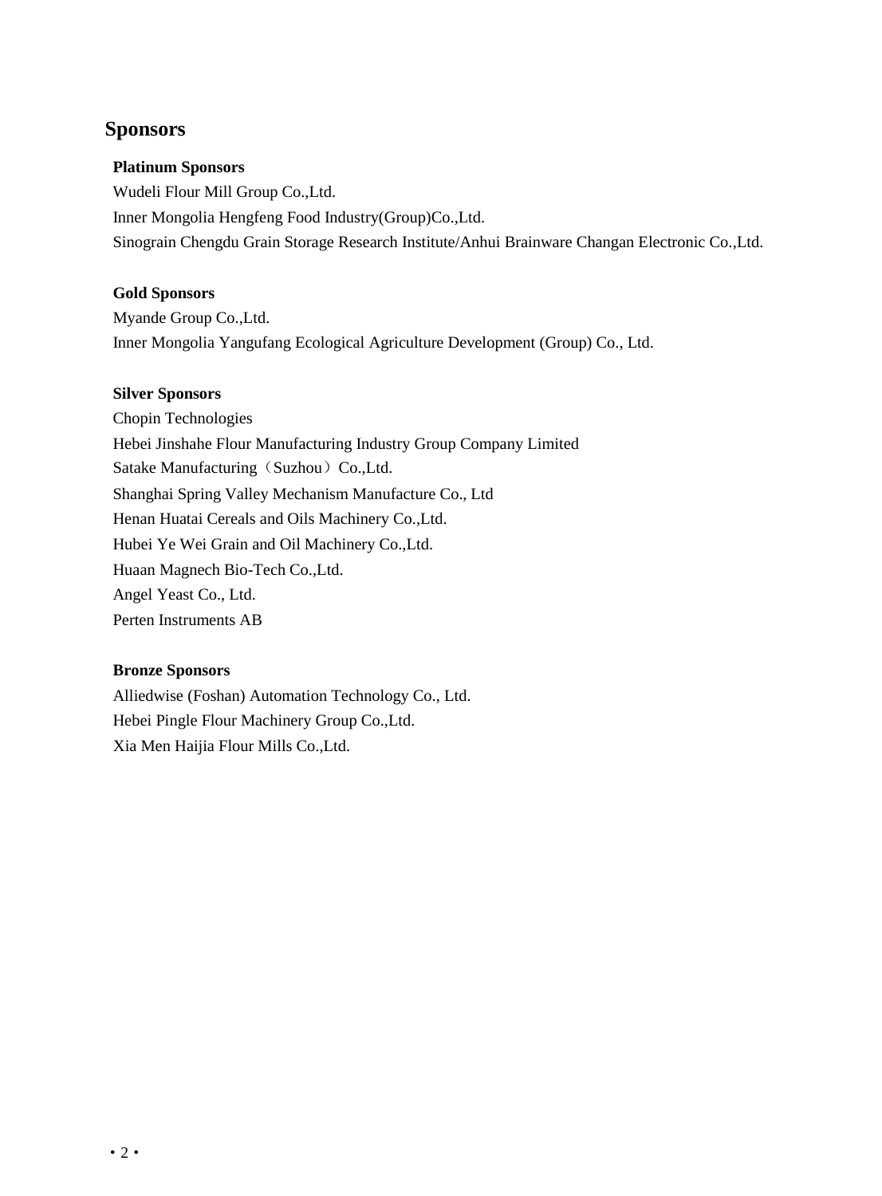## Sponsors

### Platinum Sponsors

Wudeli Flour Mill Group Co.,Ltd.
Inner Mongolia Hengfeng Food Industry(Group)Co.,Ltd.
Sinograin Chengdu Grain Storage Research Institute/Anhui Brainware Changan Electronic Co.,Ltd.

### Gold Sponsors

Myande Group Co.,Ltd.
Inner Mongolia Yangufang Ecological Agriculture Development (Group) Co., Ltd.

### Silver Sponsors

Chopin Technologies
Hebei Jinshahe Flour Manufacturing Industry Group Company Limited
Satake Manufacturing（Suzhou）Co.,Ltd.
Shanghai Spring Valley Mechanism Manufacture Co., Ltd
Henan Huatai Cereals and Oils Machinery Co.,Ltd.
Hubei Ye Wei Grain and Oil Machinery Co.,Ltd.
Huaan Magnech Bio-Tech Co.,Ltd.
Angel Yeast Co., Ltd.
Perten Instruments AB

### Bronze Sponsors

Alliedwise (Foshan) Automation Technology Co., Ltd.
Hebei Pingle Flour Machinery Group Co.,Ltd.
Xia Men Haijia Flour Mills Co.,Ltd.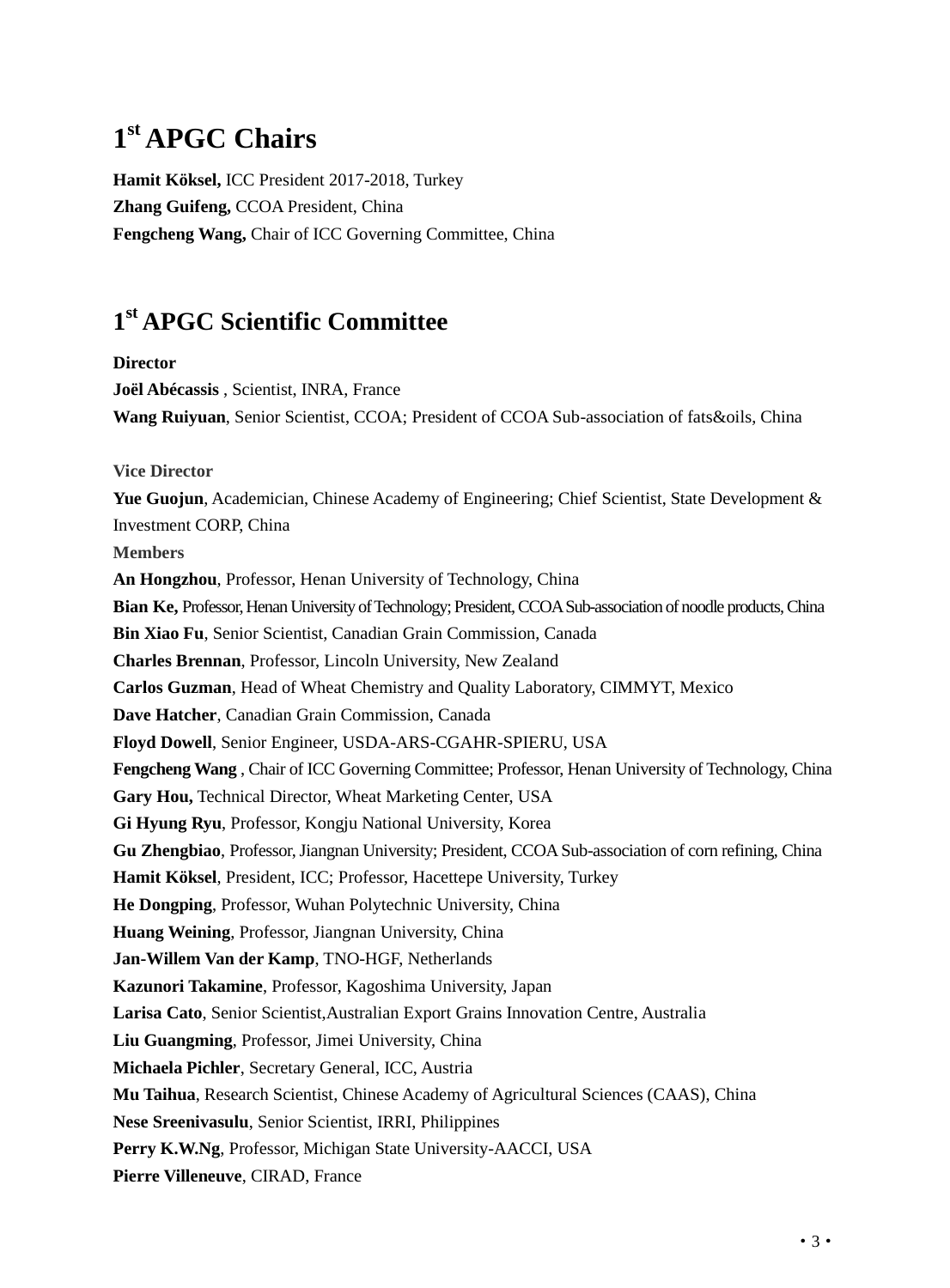## 1st APGC Chairs

**Hamit Köksel,** ICC President 2017-2018, Turkey
**Zhang Guifeng,** CCOA President, China
**Fengcheng Wang,** Chair of ICC Governing Committee, China

## 1st APGC Scientific Committee

**Director**
**Joël Abécassis** , Scientist, INRA, France
**Wang Ruiyuan**, Senior Scientist, CCOA; President of CCOA Sub-association of fats&oils, China

**Vice Director**
**Yue Guojun**, Academician, Chinese Academy of Engineering; Chief Scientist, State Development & Investment CORP, China
**Members**
**An Hongzhou**, Professor, Henan University of Technology, China
**Bian Ke,** Professor, Henan University of Technology; President, CCOA Sub-association of noodle products, China
**Bin Xiao Fu**, Senior Scientist, Canadian Grain Commission, Canada
**Charles Brennan**, Professor, Lincoln University, New Zealand
**Carlos Guzman**, Head of Wheat Chemistry and Quality Laboratory, CIMMYT, Mexico
**Dave Hatcher**, Canadian Grain Commission, Canada
**Floyd Dowell**, Senior Engineer, USDA-ARS-CGAHR-SPIERU, USA
**Fengcheng Wang** , Chair of ICC Governing Committee; Professor, Henan University of Technology, China
**Gary Hou,** Technical Director, Wheat Marketing Center, USA
**Gi Hyung Ryu**, Professor, Kongju National University, Korea
**Gu Zhengbiao**, Professor, Jiangnan University; President, CCOA Sub-association of corn refining, China
**Hamit Köksel**, President, ICC; Professor, Hacettepe University, Turkey
**He Dongping**, Professor, Wuhan Polytechnic University, China
**Huang Weining**, Professor, Jiangnan University, China
**Jan-Willem Van der Kamp**, TNO-HGF, Netherlands
**Kazunori Takamine**, Professor, Kagoshima University, Japan
**Larisa Cato**, Senior Scientist,Australian Export Grains Innovation Centre, Australia
**Liu Guangming**, Professor, Jimei University, China
**Michaela Pichler**, Secretary General, ICC, Austria
**Mu Taihua**, Research Scientist, Chinese Academy of Agricultural Sciences (CAAS), China
**Nese Sreenivasulu**, Senior Scientist, IRRI, Philippines
**Perry K.W.Ng**, Professor, Michigan State University-AACCI, USA
**Pierre Villeneuve**, CIRAD, France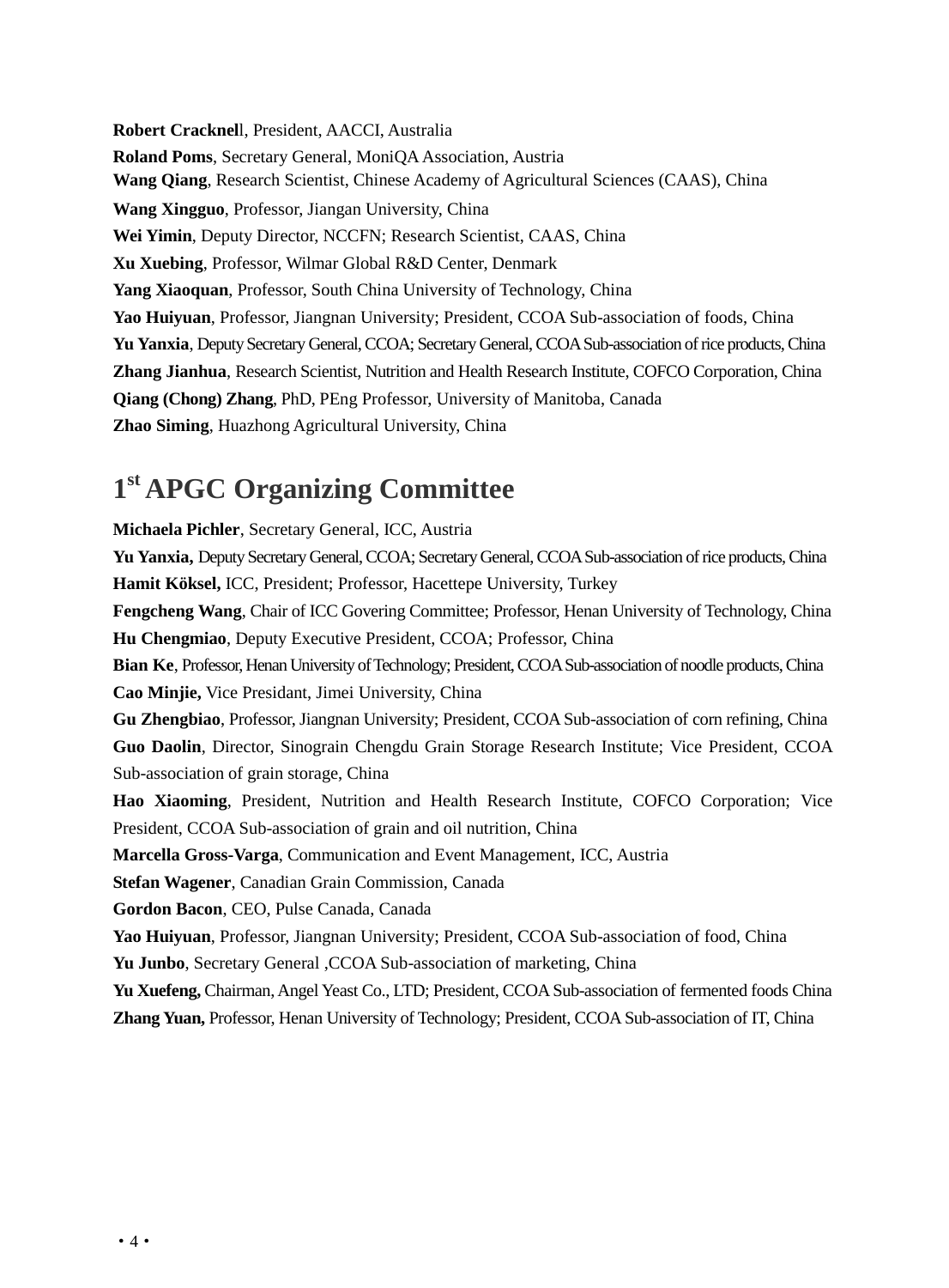**Robert Cracknel**l, President, AACCI, Australia

**Roland Poms**, Secretary General, MoniQA Association, Austria

**Wang Qiang**, Research Scientist, Chinese Academy of Agricultural Sciences (CAAS), China

**Wang Xingguo**, Professor, Jiangan University, China

**Wei Yimin**, Deputy Director, NCCFN; Research Scientist, CAAS, China

**Xu Xuebing**, Professor, Wilmar Global R&D Center, Denmark

**Yang Xiaoquan**, Professor, South China University of Technology, China

**Yao Huiyuan**, Professor, Jiangnan University; President, CCOA Sub-association of foods, China

**Yu Yanxia**, Deputy Secretary General, CCOA; Secretary General, CCOA Sub-association of rice products, China

**Zhang Jianhua**, Research Scientist, Nutrition and Health Research Institute, COFCO Corporation, China

**Qiang (Chong) Zhang**, PhD, PEng Professor, University of Manitoba, Canada

**Zhao Siming**, Huazhong Agricultural University, China

# 1st APGC Organizing Committee

**Michaela Pichler**, Secretary General, ICC, Austria

**Yu Yanxia,** Deputy Secretary General, CCOA; Secretary General, CCOA Sub-association of rice products, China

**Hamit Köksel,** ICC, President; Professor, Hacettepe University, Turkey

**Fengcheng Wang**, Chair of ICC Govering Committee; Professor, Henan University of Technology, China

**Hu Chengmiao**, Deputy Executive President, CCOA; Professor, China

**Bian Ke**, Professor, Henan University of Technology; President, CCOA Sub-association of noodle products, China

**Cao Minjie,** Vice Presidant, Jimei University, China

**Gu Zhengbiao**, Professor, Jiangnan University; President, CCOA Sub-association of corn refining, China

**Guo Daolin**, Director, Sinograin Chengdu Grain Storage Research Institute; Vice President, CCOA Sub-association of grain storage, China

**Hao Xiaoming**, President, Nutrition and Health Research Institute, COFCO Corporation; Vice President, CCOA Sub-association of grain and oil nutrition, China

**Marcella Gross-Varga**, Communication and Event Management, ICC, Austria

**Stefan Wagener**, Canadian Grain Commission, Canada

**Gordon Bacon**, CEO, Pulse Canada, Canada

**Yao Huiyuan**, Professor, Jiangnan University; President, CCOA Sub-association of food, China

**Yu Junbo**, Secretary General ,CCOA Sub-association of marketing, China

**Yu Xuefeng,** Chairman, Angel Yeast Co., LTD; President, CCOA Sub-association of fermented foods China

**Zhang Yuan,** Professor, Henan University of Technology; President, CCOA Sub-association of IT, China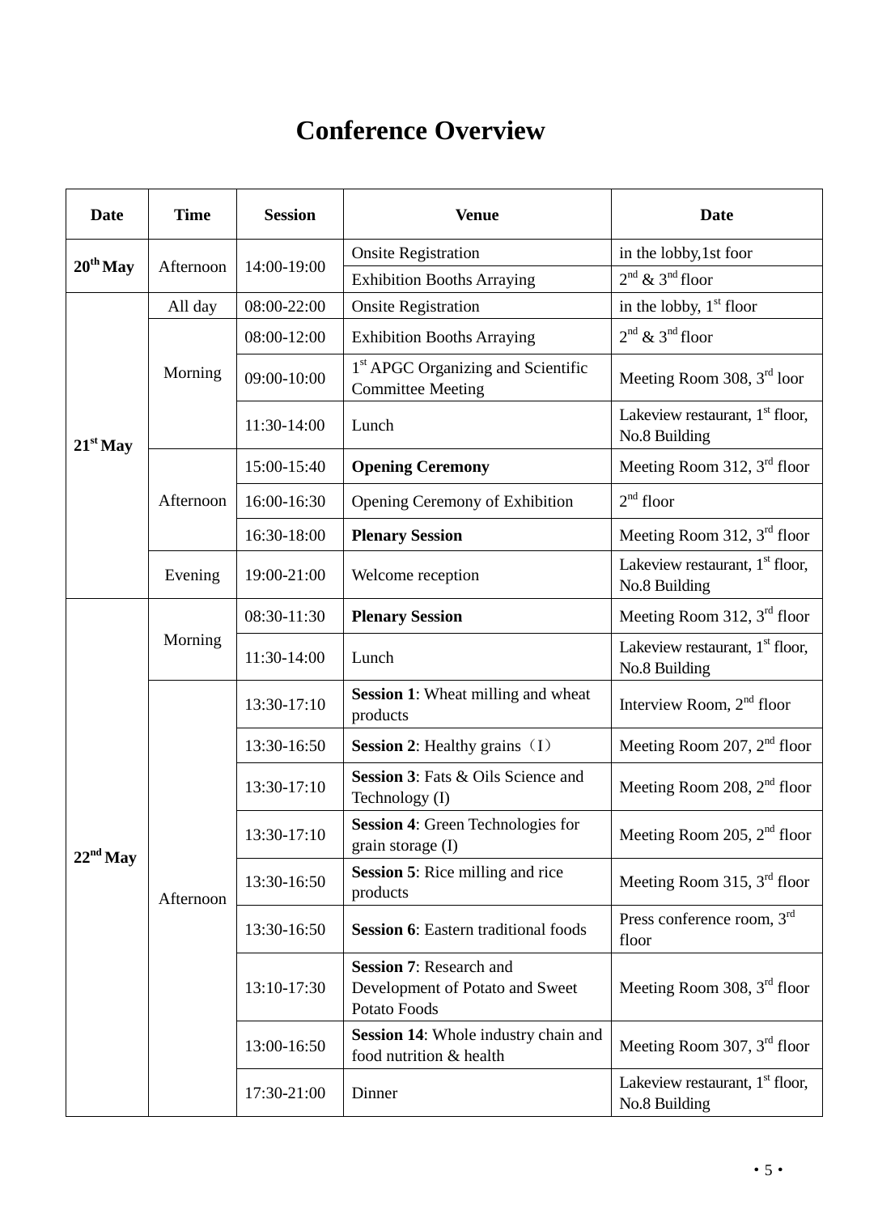# Conference Overview

| Date | Time | Session | Venue | Date |
|---|---|---|---|---|
| 20th May | Afternoon | 14:00-19:00 | Onsite Registration | in the lobby,1st foor |
| | | | Exhibition Booths Arraying | 2nd & 3nd floor |
| 21st May | All day | 08:00-22:00 | Onsite Registration | in the lobby, 1st floor |
| | Morning | 08:00-12:00 | Exhibition Booths Arraying | 2nd & 3nd floor |
| | | 09:00-10:00 | 1st APGC Organizing and Scientific Committee Meeting | Meeting Room 308, 3rd loor |
| | | 11:30-14:00 | Lunch | Lakeview restaurant, 1st floor, No.8 Building |
| | Afternoon | 15:00-15:40 | **Opening Ceremony** | Meeting Room 312, 3rd floor |
| | | 16:00-16:30 | Opening Ceremony of Exhibition | 2nd floor |
| | | 16:30-18:00 | **Plenary Session** | Meeting Room 312, 3rd floor |
| | Evening | 19:00-21:00 | Welcome reception | Lakeview restaurant, 1st floor, No.8 Building |
| 22nd May | Morning | 08:30-11:30 | **Plenary Session** | Meeting Room 312, 3rd floor |
| | | 11:30-14:00 | Lunch | Lakeview restaurant, 1st floor, No.8 Building |
| | Afternoon | 13:30-17:10 | **Session 1**: Wheat milling and wheat products | Interview Room, 2nd floor |
| | | 13:30-16:50 | **Session 2**: Healthy grains（I） | Meeting Room 207, 2nd floor |
| | | 13:30-17:10 | **Session 3**: Fats & Oils Science and Technology (I) | Meeting Room 208, 2nd floor |
| | | 13:30-17:10 | **Session 4**: Green Technologies for grain storage (I) | Meeting Room 205, 2nd floor |
| | | 13:30-16:50 | **Session 5**: Rice milling and rice products | Meeting Room 315, 3rd floor |
| | | 13:30-16:50 | **Session 6**: Eastern traditional foods | Press conference room, 3rd floor |
| | | 13:10-17:30 | **Session 7**: Research and Development of Potato and Sweet Potato Foods | Meeting Room 308, 3rd floor |
| | | 13:00-16:50 | **Session 14**: Whole industry chain and food nutrition & health | Meeting Room 307, 3rd floor |
| | | 17:30-21:00 | Dinner | Lakeview restaurant, 1st floor, No.8 Building |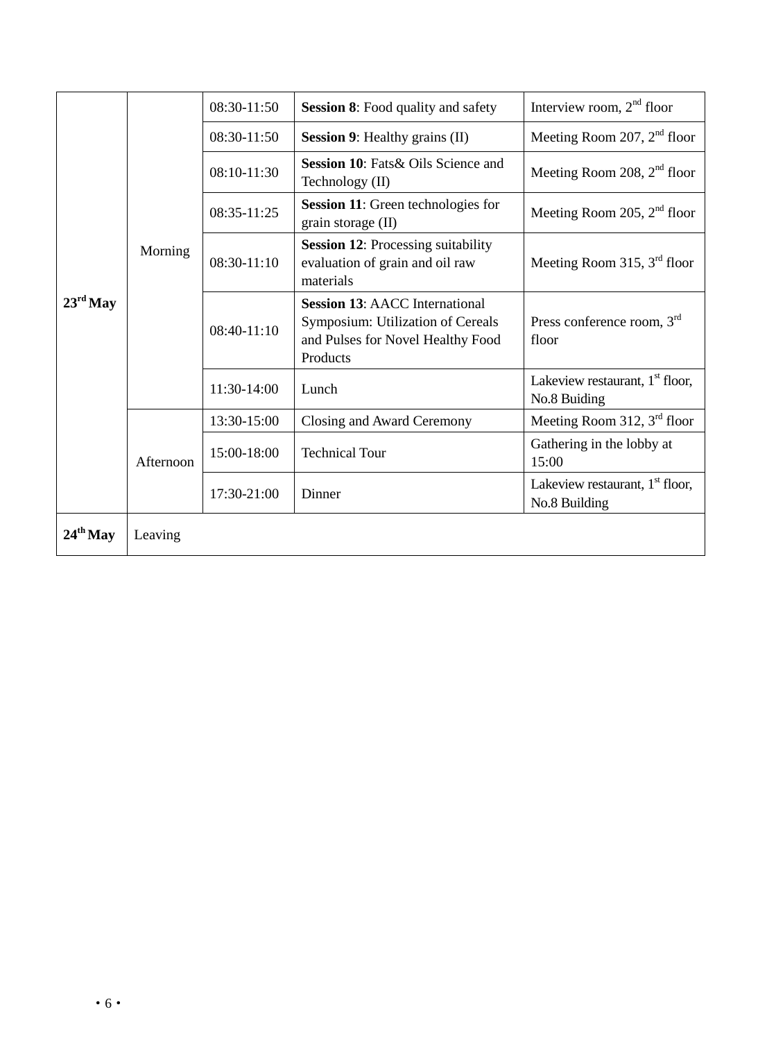| | | | | |
|---|---|---|---|---|
| **23rd May** | Morning | 08:30-11:50 | **Session 8**: Food quality and safety | Interview room, 2nd floor |
| | | 08:30-11:50 | **Session 9**: Healthy grains (II) | Meeting Room 207, 2nd floor |
| | | 08:10-11:30 | **Session 10**: Fats& Oils Science and Technology (II) | Meeting Room 208, 2nd floor |
| | | 08:35-11:25 | **Session 11**: Green technologies for grain storage (II) | Meeting Room 205, 2nd floor |
| | | 08:30-11:10 | **Session 12**: Processing suitability evaluation of grain and oil raw materials | Meeting Room 315, 3rd floor |
| | | 08:40-11:10 | **Session 13**: AACC International Symposium: Utilization of Cereals and Pulses for Novel Healthy Food Products | Press conference room, 3rd floor |
| | | 11:30-14:00 | Lunch | Lakeview restaurant, 1st floor, No.8 Buiding |
| | Afternoon | 13:30-15:00 | Closing and Award Ceremony | Meeting Room 312, 3rd floor |
| | | 15:00-18:00 | Technical Tour | Gathering in the lobby at 15:00 |
| | | 17:30-21:00 | Dinner | Lakeview restaurant, 1st floor, No.8 Building |
| **24th May** | Leaving | | | |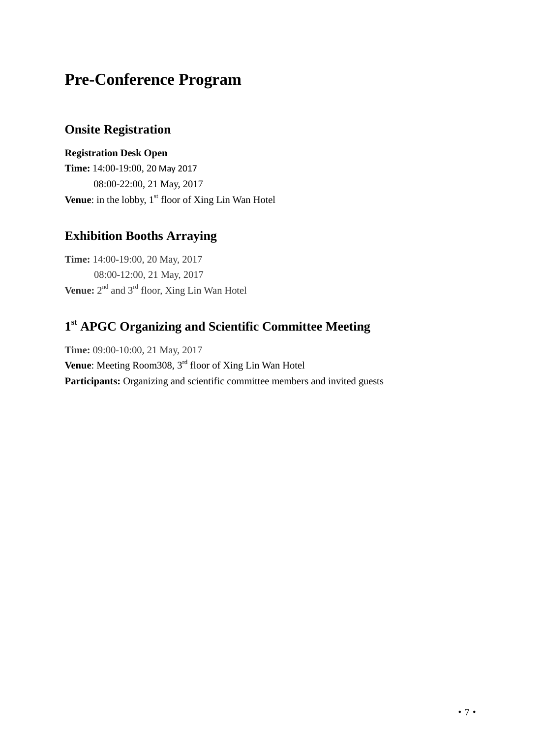# Pre-Conference Program

## Onsite Registration

**Registration Desk Open**
**Time:** 14:00-19:00, 20 May 2017
08:00-22:00, 21 May, 2017
**Venue**: in the lobby, 1st floor of Xing Lin Wan Hotel

## Exhibition Booths Arraying

**Time:** 14:00-19:00, 20 May, 2017
08:00-12:00, 21 May, 2017
**Venue:** 2nd and 3rd floor, Xing Lin Wan Hotel

## 1st APGC Organizing and Scientific Committee Meeting

**Time:** 09:00-10:00, 21 May, 2017
**Venue**: Meeting Room308, 3rd floor of Xing Lin Wan Hotel
**Participants:** Organizing and scientific committee members and invited guests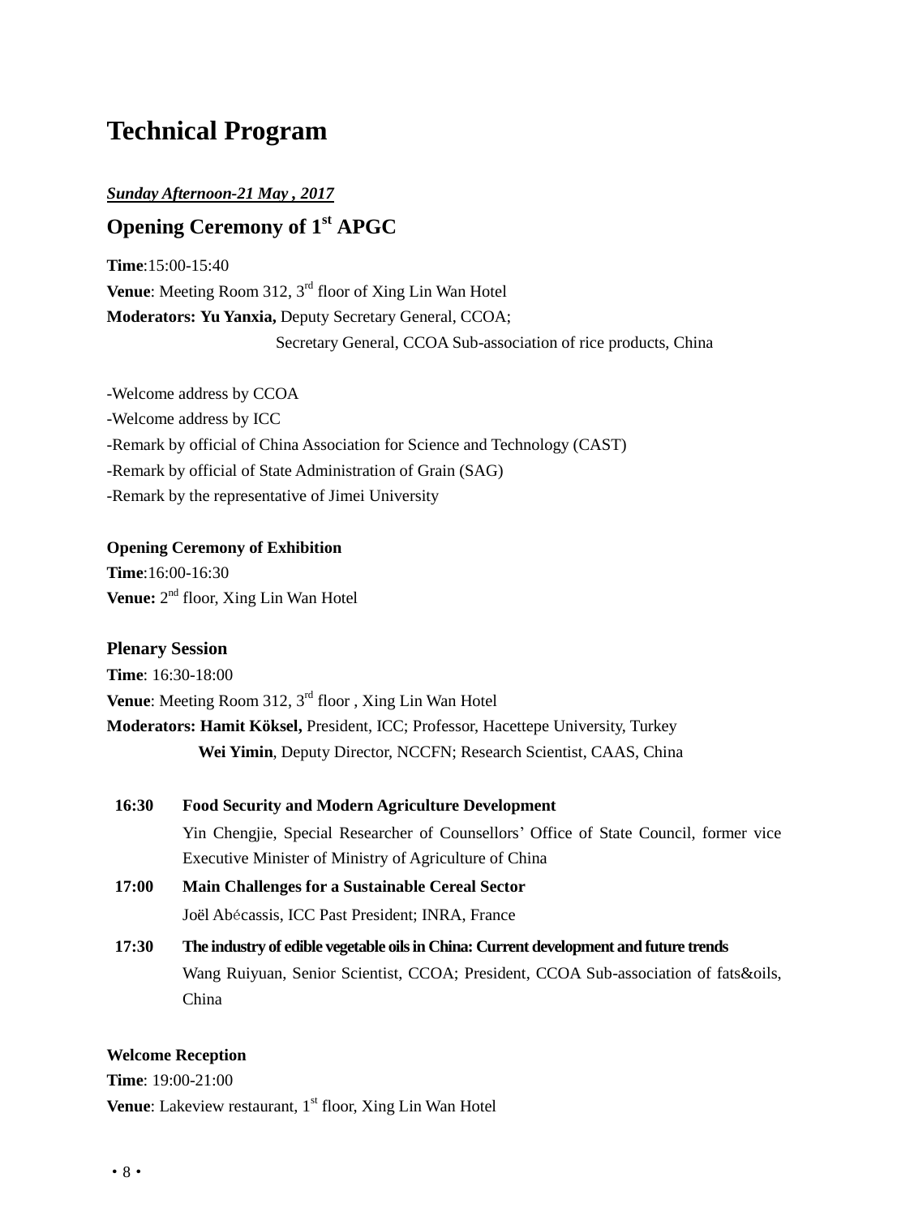# Technical Program

***Sunday Afternoon-21 May , 2017***

## Opening Ceremony of 1st APGC

**Time**:15:00-15:40

**Venue**: Meeting Room 312, 3rd floor of Xing Lin Wan Hotel

**Moderators: Yu Yanxia,** Deputy Secretary General, CCOA;

Secretary General, CCOA Sub-association of rice products, China

-Welcome address by CCOA

-Welcome address by ICC

-Remark by official of China Association for Science and Technology (CAST)

-Remark by official of State Administration of Grain (SAG)

-Remark by the representative of Jimei University

**Opening Ceremony of Exhibition**

**Time**:16:00-16:30

**Venue:** 2nd floor, Xing Lin Wan Hotel

### Plenary Session

**Time**: 16:30-18:00

**Venue**: Meeting Room 312, 3rd floor , Xing Lin Wan Hotel

**Moderators: Hamit Köksel,** President, ICC; Professor, Hacettepe University, Turkey

**Wei Yimin**, Deputy Director, NCCFN; Research Scientist, CAAS, China

**16:30** **Food Security and Modern Agriculture Development**

Yin Chengjie, Special Researcher of Counsellors' Office of State Council, former vice Executive Minister of Ministry of Agriculture of China

**17:00** **Main Challenges for a Sustainable Cereal Sector**

Joël Abécassis, ICC Past President; INRA, France

**17:30** **The industry of edible vegetable oils in China: Current development and future trends**

Wang Ruiyuan, Senior Scientist, CCOA; President, CCOA Sub-association of fats&oils, China

**Welcome Reception**

**Time**: 19:00-21:00

**Venue**: Lakeview restaurant, 1st floor, Xing Lin Wan Hotel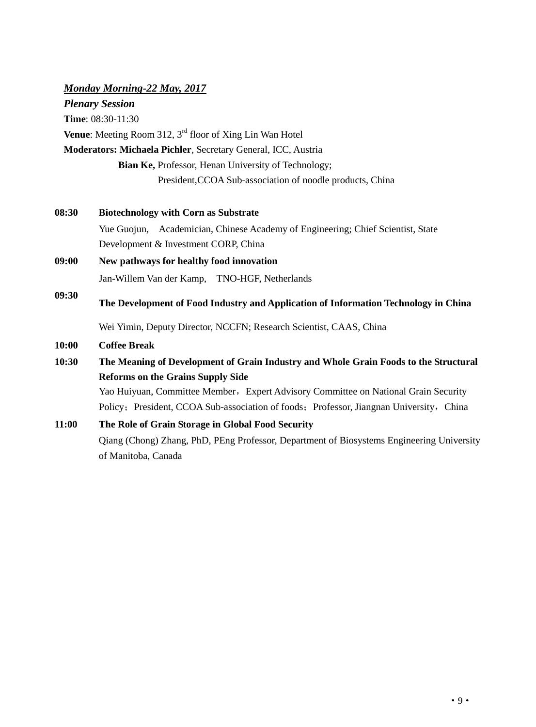***Monday Morning-22 May, 2017***

***Plenary Session***

**Time**: 08:30-11:30

**Venue**: Meeting Room 312, 3rd floor of Xing Lin Wan Hotel

**Moderators: Michaela Pichler**, Secretary General, ICC, Austria

**Bian Ke,** Professor, Henan University of Technology; President,CCOA Sub-association of noodle products, China

**08:30** **Biotechnology with Corn as Substrate**

Yue Guojun, Academician, Chinese Academy of Engineering; Chief Scientist, State Development & Investment CORP, China

**09:00** **New pathways for healthy food innovation**

Jan-Willem Van der Kamp, TNO-HGF, Netherlands

**09:30** **The Development of Food Industry and Application of Information Technology in China**

Wei Yimin, Deputy Director, NCCFN; Research Scientist, CAAS, China

**10:00** **Coffee Break**

**10:30** **The Meaning of Development of Grain Industry and Whole Grain Foods to the Structural Reforms on the Grains Supply Side**

Yao Huiyuan, Committee Member，Expert Advisory Committee on National Grain Security Policy；President, CCOA Sub-association of foods；Professor, Jiangnan University，China

**11:00** **The Role of Grain Storage in Global Food Security**

Qiang (Chong) Zhang, PhD, PEng Professor, Department of Biosystems Engineering University of Manitoba, Canada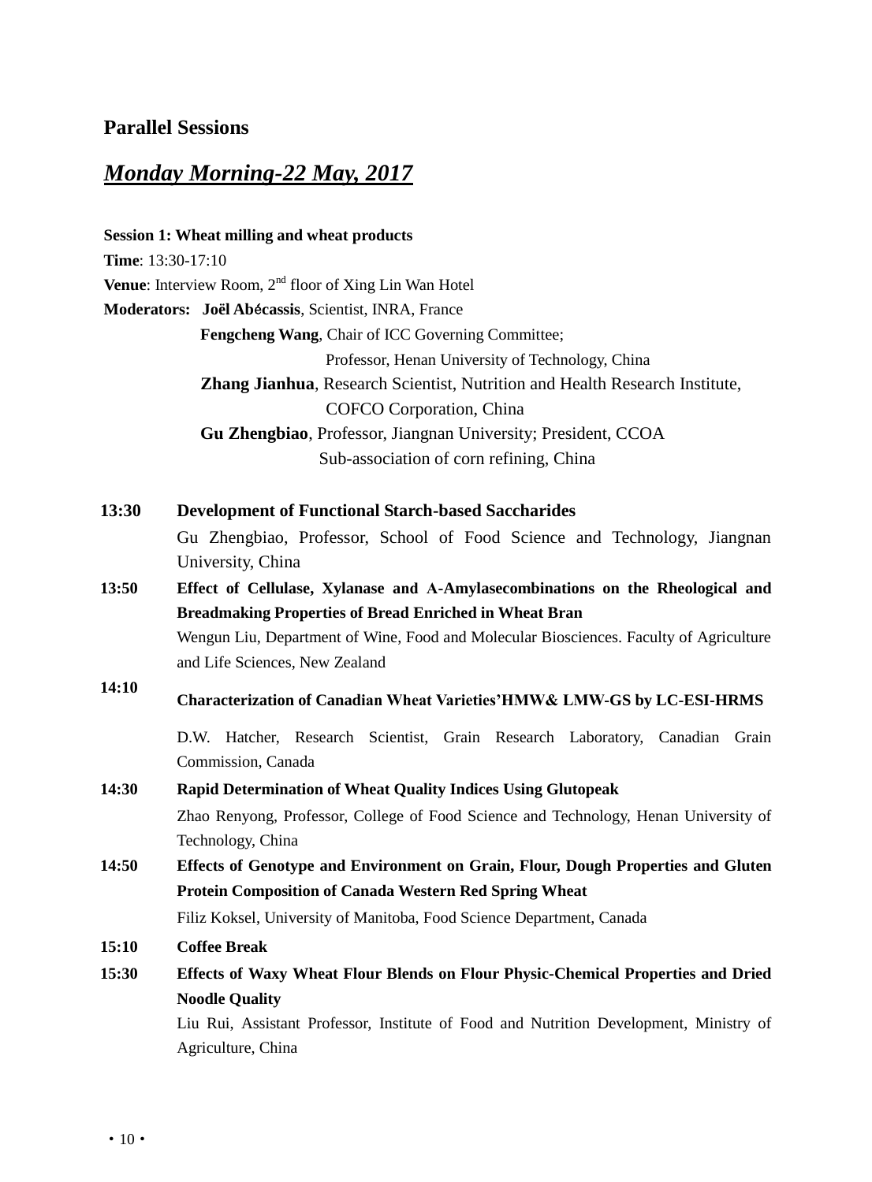## Parallel Sessions

## ***Monday Morning-22 May, 2017***

**Session 1: Wheat milling and wheat products**

**Time**: 13:30-17:10

**Venue**: Interview Room, 2nd floor of Xing Lin Wan Hotel

**Moderators:** **Joël Abécassis**, Scientist, INRA, France

**Fengcheng Wang**, Chair of ICC Governing Committee; Professor, Henan University of Technology, China

**Zhang Jianhua**, Research Scientist, Nutrition and Health Research Institute, COFCO Corporation, China

**Gu Zhengbiao**, Professor, Jiangnan University; President, CCOA Sub-association of corn refining, China

**13:30** **Development of Functional Starch-based Saccharides**

Gu Zhengbiao, Professor, School of Food Science and Technology, Jiangnan University, China

**13:50** **Effect of Cellulase, Xylanase and A-Amylasecombinations on the Rheological and Breadmaking Properties of Bread Enriched in Wheat Bran**

Wengun Liu, Department of Wine, Food and Molecular Biosciences. Faculty of Agriculture and Life Sciences, New Zealand

**14:10** **Characterization of Canadian Wheat Varieties'HMW& LMW-GS by LC-ESI-HRMS**

D.W. Hatcher, Research Scientist, Grain Research Laboratory, Canadian Grain Commission, Canada

**14:30** **Rapid Determination of Wheat Quality Indices Using Glutopeak**

Zhao Renyong, Professor, College of Food Science and Technology, Henan University of Technology, China

**14:50** **Effects of Genotype and Environment on Grain, Flour, Dough Properties and Gluten Protein Composition of Canada Western Red Spring Wheat**

Filiz Koksel, University of Manitoba, Food Science Department, Canada

**15:10** **Coffee Break**

**15:30** **Effects of Waxy Wheat Flour Blends on Flour Physic-Chemical Properties and Dried Noodle Quality**

Liu Rui, Assistant Professor, Institute of Food and Nutrition Development, Ministry of Agriculture, China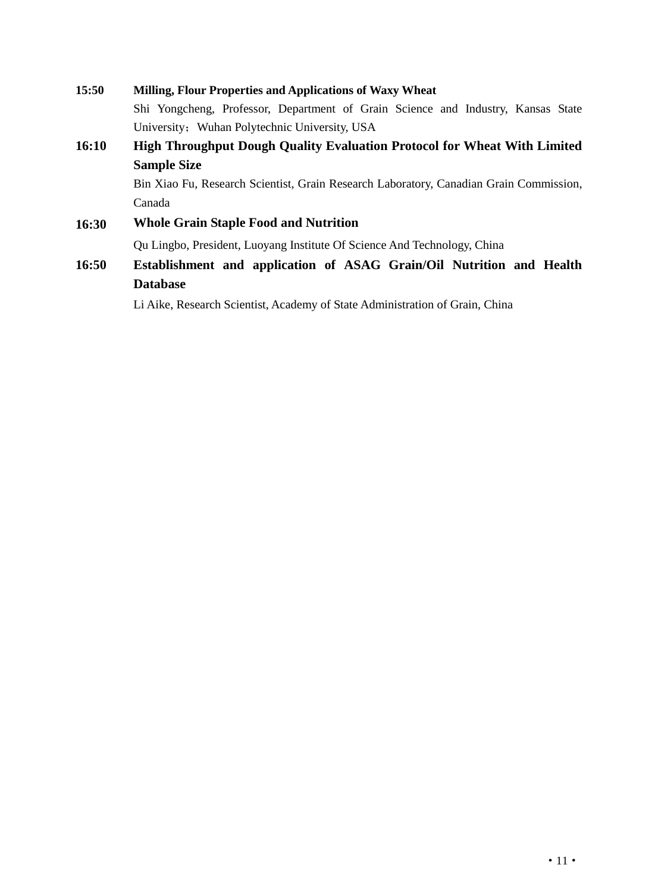**15:50** **Milling, Flour Properties and Applications of Waxy Wheat**

Shi Yongcheng, Professor, Department of Grain Science and Industry, Kansas State University；Wuhan Polytechnic University, USA

**16:10** **High Throughput Dough Quality Evaluation Protocol for Wheat With Limited Sample Size**

Bin Xiao Fu, Research Scientist, Grain Research Laboratory, Canadian Grain Commission, Canada

**16:30** **Whole Grain Staple Food and Nutrition**

Qu Lingbo, President, Luoyang Institute Of Science And Technology, China

**16:50** **Establishment and application of ASAG Grain/Oil Nutrition and Health Database**

Li Aike, Research Scientist, Academy of State Administration of Grain, China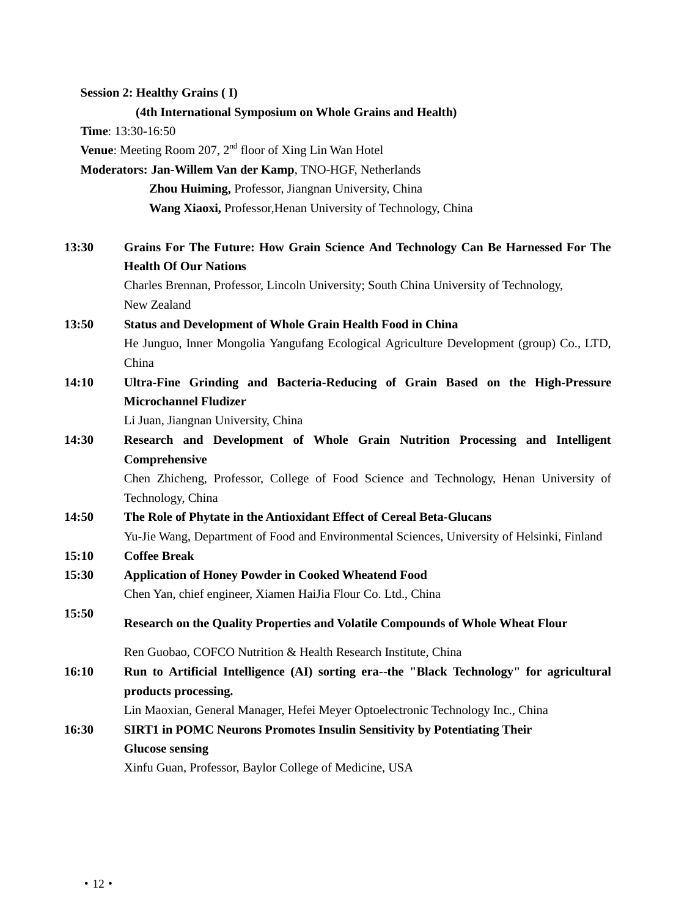**Session 2: Healthy Grains ( I)**

**(4th International Symposium on Whole Grains and Health)**

**Time**: 13:30-16:50

**Venue**: Meeting Room 207, 2nd floor of Xing Lin Wan Hotel

**Moderators: Jan-Willem Van der Kamp**, TNO-HGF, Netherlands

**Zhou Huiming,** Professor, Jiangnan University, China

**Wang Xiaoxi,** Professor,Henan University of Technology, China

**13:30** **Grains For The Future: How Grain Science And Technology Can Be Harnessed For The Health Of Our Nations**
Charles Brennan, Professor, Lincoln University; South China University of Technology, New Zealand

**13:50** **Status and Development of Whole Grain Health Food in China**
He Junguo, Inner Mongolia Yangufang Ecological Agriculture Development (group) Co., LTD, China

**14:10** **Ultra-Fine Grinding and Bacteria-Reducing of Grain Based on the High-Pressure Microchannel Fludizer**
Li Juan, Jiangnan University, China

**14:30** **Research and Development of Whole Grain Nutrition Processing and Intelligent Comprehensive**
Chen Zhicheng, Professor, College of Food Science and Technology, Henan University of Technology, China

**14:50** **The Role of Phytate in the Antioxidant Effect of Cereal Beta-Glucans**
Yu-Jie Wang, Department of Food and Environmental Sciences, University of Helsinki, Finland

**15:10** **Coffee Break**

**15:30** **Application of Honey Powder in Cooked Wheatend Food**
Chen Yan, chief engineer, Xiamen HaiJia Flour Co. Ltd., China

**15:50** **Research on the Quality Properties and Volatile Compounds of Whole Wheat Flour**
Ren Guobao, COFCO Nutrition & Health Research Institute, China

**16:10** **Run to Artificial Intelligence (AI) sorting era--the "Black Technology" for agricultural products processing.**
Lin Maoxian, General Manager, Hefei Meyer Optoelectronic Technology Inc., China

**16:30** **SIRT1 in POMC Neurons Promotes Insulin Sensitivity by Potentiating Their Glucose sensing**
Xinfu Guan, Professor, Baylor College of Medicine, USA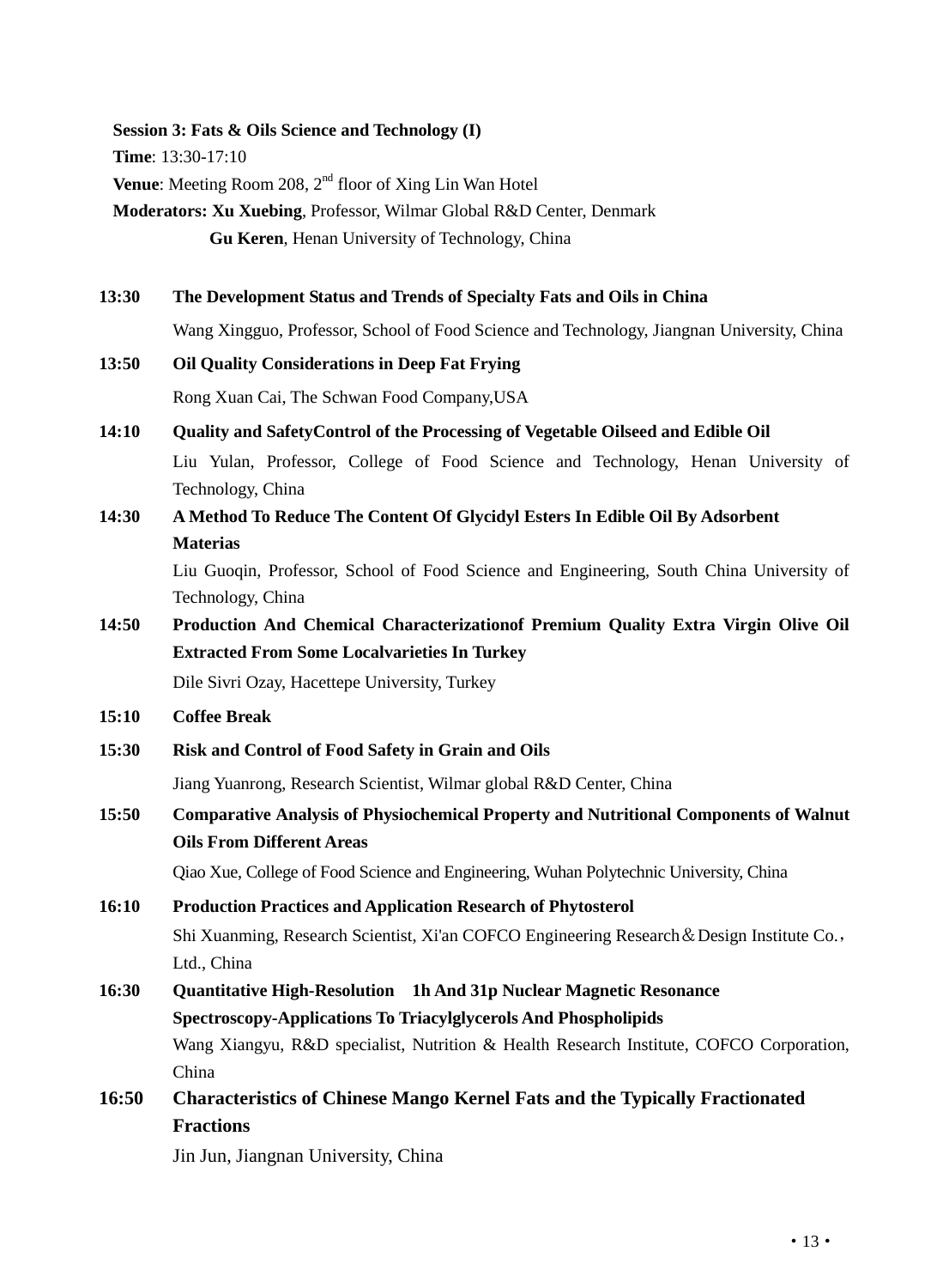**Session 3: Fats & Oils Science and Technology (I)**

**Time**: 13:30-17:10

**Venue**: Meeting Room 208, 2nd floor of Xing Lin Wan Hotel

**Moderators: Xu Xuebing**, Professor, Wilmar Global R&D Center, Denmark

**Gu Keren**, Henan University of Technology, China

**13:30** **The Development Status and Trends of Specialty Fats and Oils in China**

Wang Xingguo, Professor, School of Food Science and Technology, Jiangnan University, China

**13:50** **Oil Quality Considerations in Deep Fat Frying**

Rong Xuan Cai, The Schwan Food Company,USA

**14:10** **Quality and SafetyControl of the Processing of Vegetable Oilseed and Edible Oil**

Liu Yulan, Professor, College of Food Science and Technology, Henan University of Technology, China

**14:30** **A Method To Reduce The Content Of Glycidyl Esters In Edible Oil By Adsorbent Materias**

Liu Guoqin, Professor, School of Food Science and Engineering, South China University of Technology, China

**14:50** **Production And Chemical Characterizationof Premium Quality Extra Virgin Olive Oil Extracted From Some Localvarieties In Turkey**

Dile Sivri Ozay, Hacettepe University, Turkey

**15:10** **Coffee Break**

**15:30** **Risk and Control of Food Safety in Grain and Oils**

Jiang Yuanrong, Research Scientist, Wilmar global R&D Center, China

**15:50** **Comparative Analysis of Physiochemical Property and Nutritional Components of Walnut Oils From Different Areas**

Qiao Xue, College of Food Science and Engineering, Wuhan Polytechnic University, China

**16:10** **Production Practices and Application Research of Phytosterol**

Shi Xuanming, Research Scientist, Xi'an COFCO Engineering Research＆Design Institute Co.，Ltd., China

**16:30** **Quantitative High-Resolution 1h And 31p Nuclear Magnetic Resonance Spectroscopy-Applications To Triacylglycerols And Phospholipids**

Wang Xiangyu, R&D specialist, Nutrition & Health Research Institute, COFCO Corporation, China

**16:50** **Characteristics of Chinese Mango Kernel Fats and the Typically Fractionated Fractions**

Jin Jun, Jiangnan University, China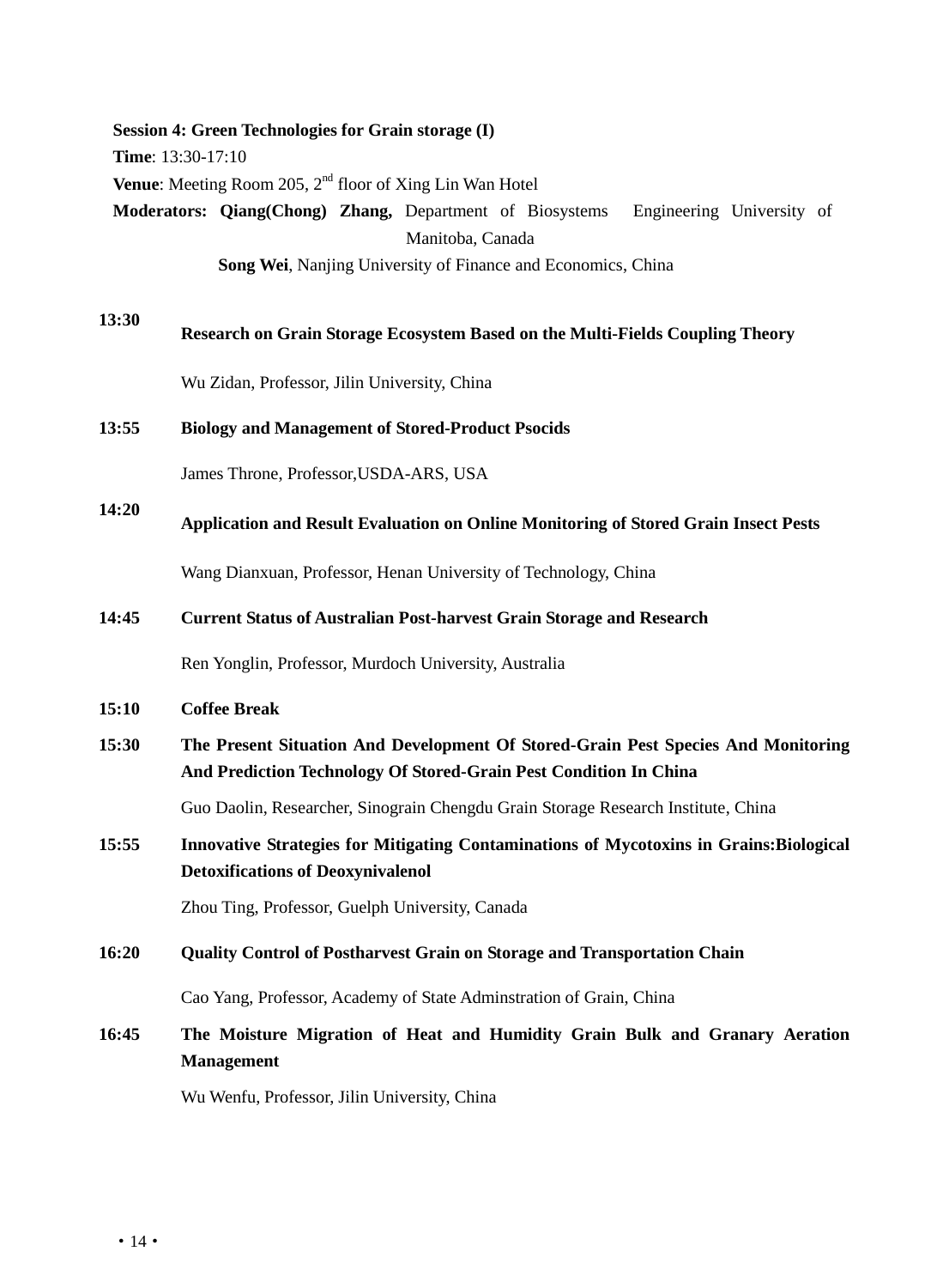**Session 4: Green Technologies for Grain storage (I)**

**Time**: 13:30-17:10

**Venue**: Meeting Room 205, 2nd floor of Xing Lin Wan Hotel

**Moderators: Qiang(Chong) Zhang,** Department of Biosystems Engineering University of Manitoba, Canada

**Song Wei**, Nanjing University of Finance and Economics, China

**13:30** **Research on Grain Storage Ecosystem Based on the Multi-Fields Coupling Theory**

Wu Zidan, Professor, Jilin University, China

**13:55** **Biology and Management of Stored-Product Psocids**

James Throne, Professor,USDA-ARS, USA

**14:20** **Application and Result Evaluation on Online Monitoring of Stored Grain Insect Pests**

Wang Dianxuan, Professor, Henan University of Technology, China

**14:45** **Current Status of Australian Post-harvest Grain Storage and Research**

Ren Yonglin, Professor, Murdoch University, Australia

**15:10** **Coffee Break**

**15:30** **The Present Situation And Development Of Stored-Grain Pest Species And Monitoring And Prediction Technology Of Stored-Grain Pest Condition In China**

Guo Daolin, Researcher, Sinograin Chengdu Grain Storage Research Institute, China

**15:55** **Innovative Strategies for Mitigating Contaminations of Mycotoxins in Grains:Biological Detoxifications of Deoxynivalenol**

Zhou Ting, Professor, Guelph University, Canada

**16:20** **Quality Control of Postharvest Grain on Storage and Transportation Chain**

Cao Yang, Professor, Academy of State Adminstration of Grain, China

**16:45** **The Moisture Migration of Heat and Humidity Grain Bulk and Granary Aeration Management**

Wu Wenfu, Professor, Jilin University, China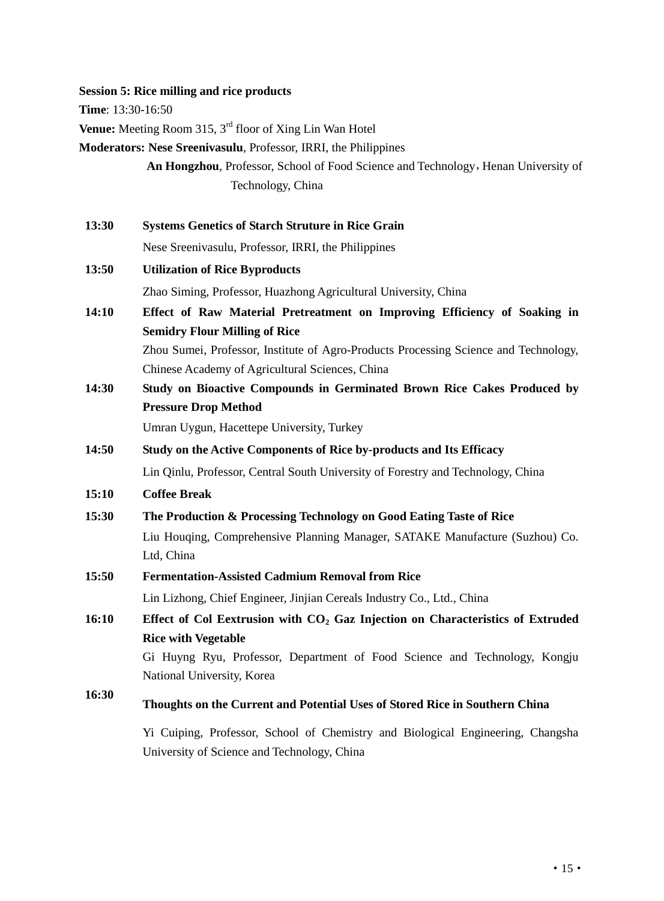**Session 5: Rice milling and rice products**

**Time**: 13:30-16:50

**Venue:** Meeting Room 315, 3rd floor of Xing Lin Wan Hotel

**Moderators: Nese Sreenivasulu**, Professor, IRRI, the Philippines

**An Hongzhou**, Professor, School of Food Science and Technology，Henan University of Technology, China

**13:30** **Systems Genetics of Starch Struture in Rice Grain**

Nese Sreenivasulu, Professor, IRRI, the Philippines

**13:50** **Utilization of Rice Byproducts**

Zhao Siming, Professor, Huazhong Agricultural University, China

**14:10** **Effect of Raw Material Pretreatment on Improving Efficiency of Soaking in Semidry Flour Milling of Rice**

Zhou Sumei, Professor, Institute of Agro-Products Processing Science and Technology, Chinese Academy of Agricultural Sciences, China

**14:30** **Study on Bioactive Compounds in Germinated Brown Rice Cakes Produced by Pressure Drop Method**

Umran Uygun, Hacettepe University, Turkey

**14:50** **Study on the Active Components of Rice by-products and Its Efficacy**

Lin Qinlu, Professor, Central South University of Forestry and Technology, China

**15:10** **Coffee Break**

**15:30** **The Production & Processing Technology on Good Eating Taste of Rice**

Liu Houqing, Comprehensive Planning Manager, SATAKE Manufacture (Suzhou) Co. Ltd, China

**15:50** **Fermentation-Assisted Cadmium Removal from Rice**

Lin Lizhong, Chief Engineer, Jinjian Cereals Industry Co., Ltd., China

**16:10** **Effect of Col Eextrusion with $CO_2$ Gaz Injection on Characteristics of Extruded Rice with Vegetable**

Gi Huyng Ryu, Professor, Department of Food Science and Technology, Kongju National University, Korea

**16:30** **Thoughts on the Current and Potential Uses of Stored Rice in Southern China**

Yi Cuiping, Professor, School of Chemistry and Biological Engineering, Changsha University of Science and Technology, China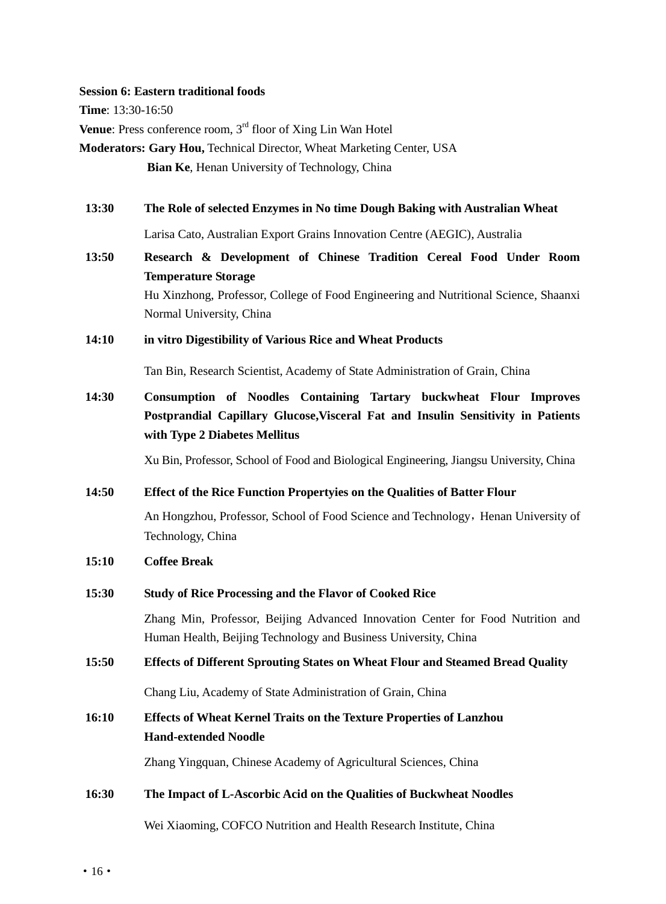**Session 6: Eastern traditional foods**

**Time**: 13:30-16:50

**Venue**: Press conference room, 3rd floor of Xing Lin Wan Hotel

**Moderators: Gary Hou,** Technical Director, Wheat Marketing Center, USA

**Bian Ke**, Henan University of Technology, China

**13:30** **The Role of selected Enzymes in No time Dough Baking with Australian Wheat**

Larisa Cato, Australian Export Grains Innovation Centre (AEGIC), Australia

**13:50** **Research & Development of Chinese Tradition Cereal Food Under Room Temperature Storage**

Hu Xinzhong, Professor, College of Food Engineering and Nutritional Science, Shaanxi Normal University, China

**14:10** **in vitro Digestibility of Various Rice and Wheat Products**

Tan Bin, Research Scientist, Academy of State Administration of Grain, China

**14:30** **Consumption of Noodles Containing Tartary buckwheat Flour Improves Postprandial Capillary Glucose,Visceral Fat and Insulin Sensitivity in Patients with Type 2 Diabetes Mellitus**

Xu Bin, Professor, School of Food and Biological Engineering, Jiangsu University, China

**14:50** **Effect of the Rice Function Propertyies on the Qualities of Batter Flour**

An Hongzhou, Professor, School of Food Science and Technology，Henan University of Technology, China

**15:10** **Coffee Break**

**15:30** **Study of Rice Processing and the Flavor of Cooked Rice**

Zhang Min, Professor, Beijing Advanced Innovation Center for Food Nutrition and Human Health, Beijing Technology and Business University, China

**15:50** **Effects of Different Sprouting States on Wheat Flour and Steamed Bread Quality**

Chang Liu, Academy of State Administration of Grain, China

**16:10** **Effects of Wheat Kernel Traits on the Texture Properties of Lanzhou Hand-extended Noodle**

Zhang Yingquan, Chinese Academy of Agricultural Sciences, China

**16:30** **The Impact of L-Ascorbic Acid on the Qualities of Buckwheat Noodles**

Wei Xiaoming, COFCO Nutrition and Health Research Institute, China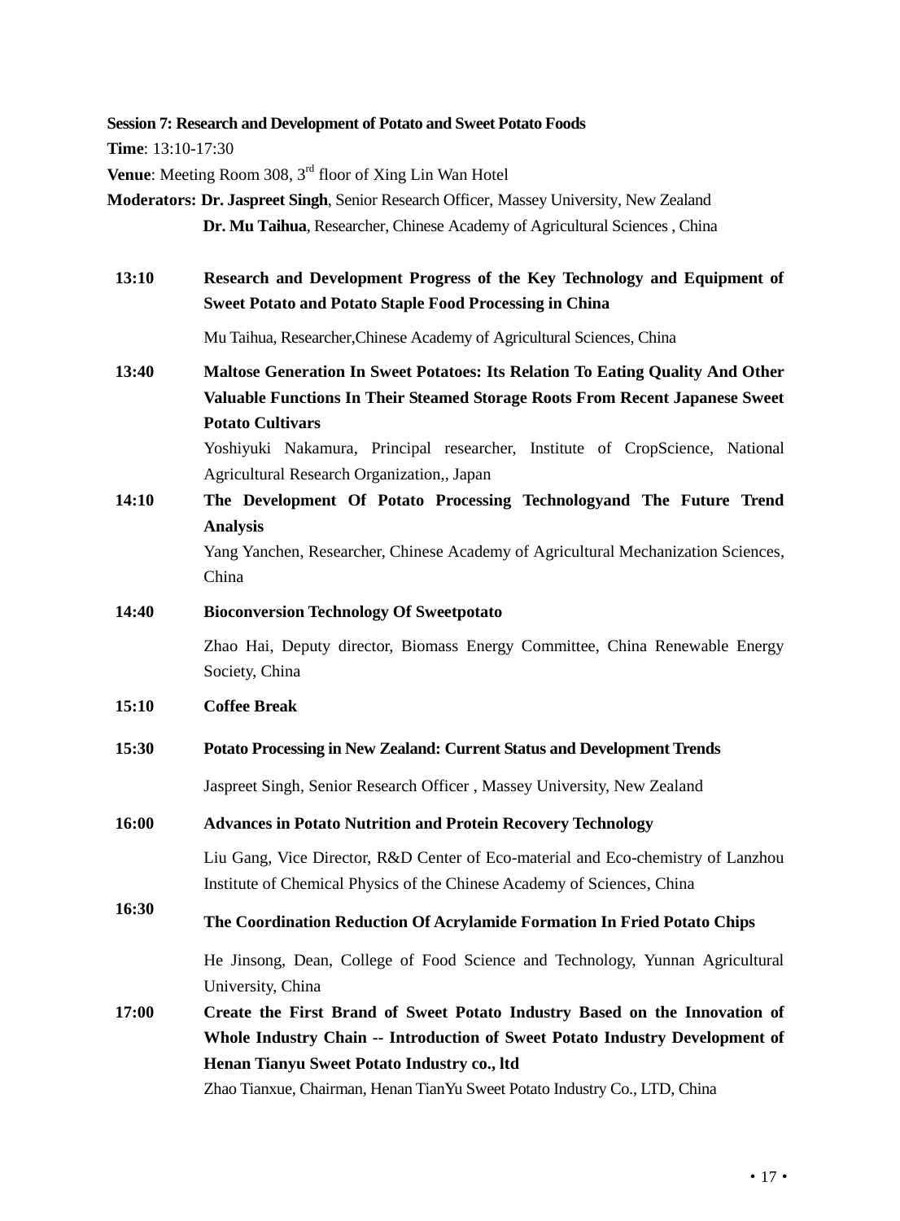**Session 7: Research and Development of Potato and Sweet Potato Foods**

**Time**: 13:10-17:30

**Venue**: Meeting Room 308, 3rd floor of Xing Lin Wan Hotel

**Moderators: Dr. Jaspreet Singh**, Senior Research Officer, Massey University, New Zealand
**Dr. Mu Taihua**, Researcher, Chinese Academy of Agricultural Sciences , China

**13:10** **Research and Development Progress of the Key Technology and Equipment of Sweet Potato and Potato Staple Food Processing in China**

Mu Taihua, Researcher,Chinese Academy of Agricultural Sciences, China

**13:40** **Maltose Generation In Sweet Potatoes: Its Relation To Eating Quality And Other Valuable Functions In Their Steamed Storage Roots From Recent Japanese Sweet Potato Cultivars**

Yoshiyuki Nakamura, Principal researcher, Institute of CropScience, National Agricultural Research Organization,, Japan

**14:10** **The Development Of Potato Processing Technologyand The Future Trend Analysis**

Yang Yanchen, Researcher, Chinese Academy of Agricultural Mechanization Sciences, China

**14:40** **Bioconversion Technology Of Sweetpotato**

Zhao Hai, Deputy director, Biomass Energy Committee, China Renewable Energy Society, China

**15:10** **Coffee Break**

**15:30** **Potato Processing in New Zealand: Current Status and Development Trends**

Jaspreet Singh, Senior Research Officer , Massey University, New Zealand

**16:00** **Advances in Potato Nutrition and Protein Recovery Technology**

Liu Gang, Vice Director, R&D Center of Eco-material and Eco-chemistry of Lanzhou Institute of Chemical Physics of the Chinese Academy of Sciences, China

**16:30** **The Coordination Reduction Of Acrylamide Formation In Fried Potato Chips**

He Jinsong, Dean, College of Food Science and Technology, Yunnan Agricultural University, China

**17:00** **Create the First Brand of Sweet Potato Industry Based on the Innovation of Whole Industry Chain -- Introduction of Sweet Potato Industry Development of Henan Tianyu Sweet Potato Industry co., ltd**

Zhao Tianxue, Chairman, Henan TianYu Sweet Potato Industry Co., LTD, China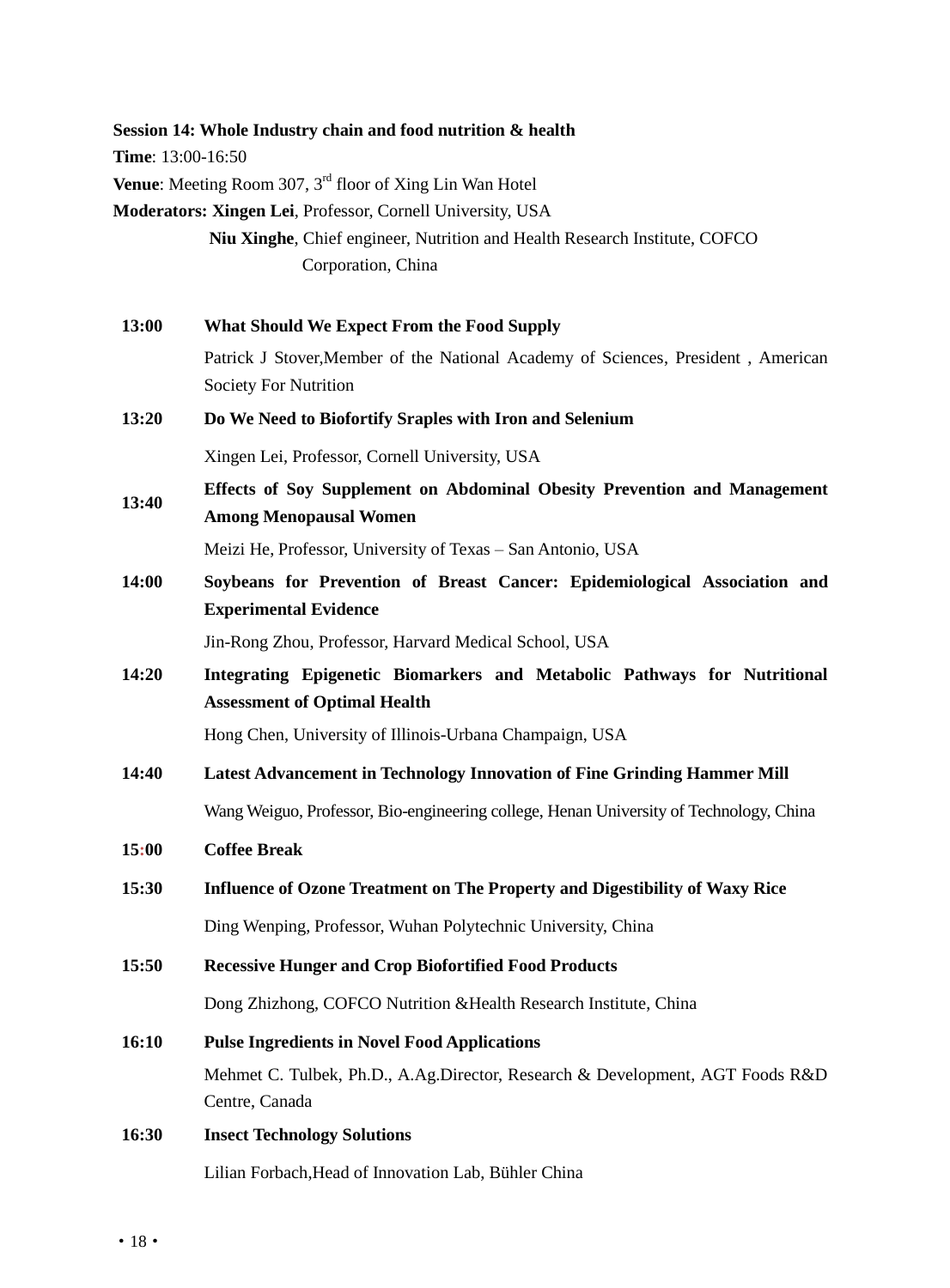**Session 14: Whole Industry chain and food nutrition & health**

**Time**: 13:00-16:50

**Venue**: Meeting Room 307, 3rd floor of Xing Lin Wan Hotel

**Moderators: Xingen Lei**, Professor, Cornell University, USA

**Niu Xinghe**, Chief engineer, Nutrition and Health Research Institute, COFCO Corporation, China

| | |
|---|---|
| **13:00** | **What Should We Expect From the Food Supply** |
| | Patrick J Stover,Member of the National Academy of Sciences, President , American Society For Nutrition |
| **13:20** | **Do We Need to Biofortify Sraples with Iron and Selenium** |
| | Xingen Lei, Professor, Cornell University, USA |
| **13:40** | **Effects of Soy Supplement on Abdominal Obesity Prevention and Management Among Menopausal Women** |
| | Meizi He, Professor, University of Texas – San Antonio, USA |
| **14:00** | **Soybeans for Prevention of Breast Cancer: Epidemiological Association and Experimental Evidence** |
| | Jin-Rong Zhou, Professor, Harvard Medical School, USA |
| **14:20** | **Integrating Epigenetic Biomarkers and Metabolic Pathways for Nutritional Assessment of Optimal Health** |
| | Hong Chen, University of Illinois-Urbana Champaign, USA |
| **14:40** | **Latest Advancement in Technology Innovation of Fine Grinding Hammer Mill** |
| | Wang Weiguo, Professor, Bio-engineering college, Henan University of Technology, China |
| **15:00** | **Coffee Break** |
| **15:30** | **Influence of Ozone Treatment on The Property and Digestibility of Waxy Rice** |
| | Ding Wenping, Professor, Wuhan Polytechnic University, China |
| **15:50** | **Recessive Hunger and Crop Biofortified Food Products** |
| | Dong Zhizhong, COFCO Nutrition &Health Research Institute, China |
| **16:10** | **Pulse Ingredients in Novel Food Applications** |
| | Mehmet C. Tulbek, Ph.D., A.Ag.Director, Research & Development, AGT Foods R&D Centre, Canada |
| **16:30** | **Insect Technology Solutions** |
| | Lilian Forbach,Head of Innovation Lab, Bühler China |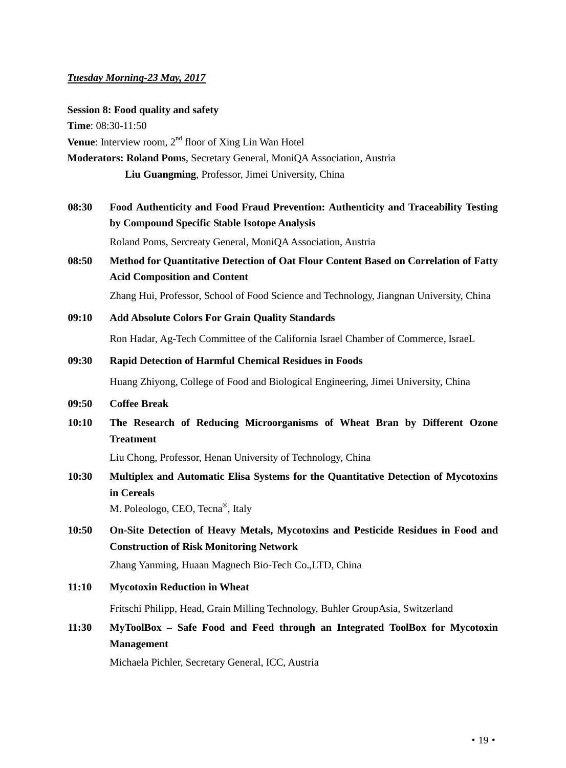***Tuesday Morning-23 May, 2017***

**Session 8: Food quality and safety**

**Time**: 08:30-11:50

**Venue**: Interview room, 2nd floor of Xing Lin Wan Hotel

**Moderators: Roland Poms**, Secretary General, MoniQA Association, Austria

**Liu Guangming**, Professor, Jimei University, China

**08:30** **Food Authenticity and Food Fraud Prevention: Authenticity and Traceability Testing by Compound Specific Stable Isotope Analysis**

Roland Poms, Sercreaty General, MoniQA Association, Austria

**08:50** **Method for Quantitative Detection of Oat Flour Content Based on Correlation of Fatty Acid Composition and Content**

Zhang Hui, Professor, School of Food Science and Technology, Jiangnan University, China

**09:10** **Add Absolute Colors For Grain Quality Standards**

Ron Hadar, Ag-Tech Committee of the California Israel Chamber of Commerce, IsraeL

**09:30** **Rapid Detection of Harmful Chemical Residues in Foods**

Huang Zhiyong, College of Food and Biological Engineering, Jimei University, China

**09:50** **Coffee Break**

**10:10** **The Research of Reducing Microorganisms of Wheat Bran by Different Ozone Treatment**

Liu Chong, Professor, Henan University of Technology, China

**10:30** **Multiplex and Automatic Elisa Systems for the Quantitative Detection of Mycotoxins in Cereals**

M. Poleologo, CEO, Tecna®, Italy

**10:50** **On-Site Detection of Heavy Metals, Mycotoxins and Pesticide Residues in Food and Construction of Risk Monitoring Network**

Zhang Yanming, Huaan Magnech Bio-Tech Co.,LTD, China

**11:10** **Mycotoxin Reduction in Wheat**

Fritschi Philipp, Head, Grain Milling Technology, Buhler GroupAsia, Switzerland

**11:30** **MyToolBox – Safe Food and Feed through an Integrated ToolBox for Mycotoxin Management**

Michaela Pichler, Secretary General, ICC, Austria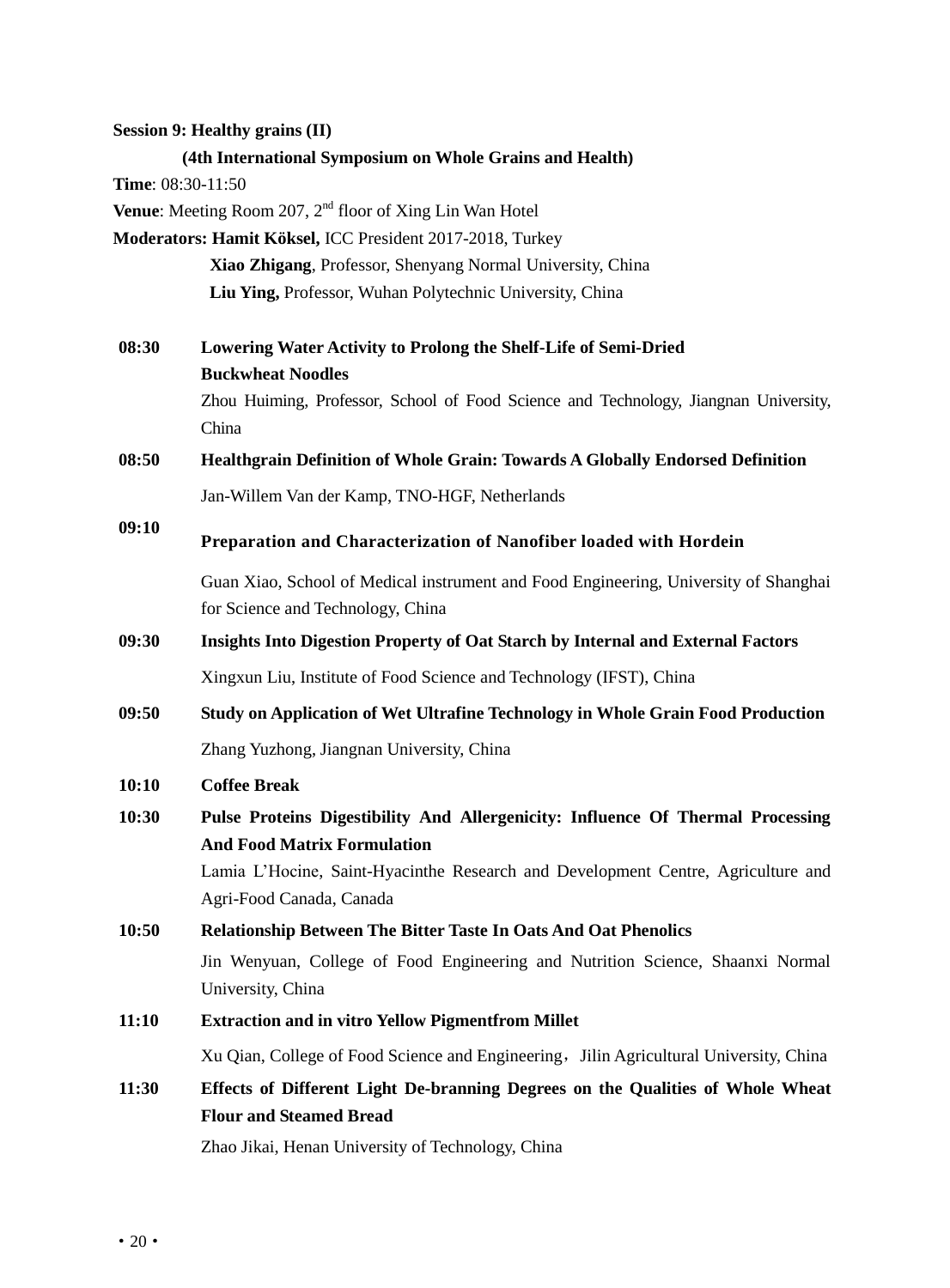**Session 9: Healthy grains (II)**

**(4th International Symposium on Whole Grains and Health)**

**Time**: 08:30-11:50

**Venue**: Meeting Room 207, 2nd floor of Xing Lin Wan Hotel

**Moderators: Hamit Köksel,** ICC President 2017-2018, Turkey

**Xiao Zhigang**, Professor, Shenyang Normal University, China

**Liu Ying,** Professor, Wuhan Polytechnic University, China

**08:30** **Lowering Water Activity to Prolong the Shelf-Life of Semi-Dried Buckwheat Noodles**

Zhou Huiming, Professor, School of Food Science and Technology, Jiangnan University, China

**08:50** **Healthgrain Definition of Whole Grain: Towards A Globally Endorsed Definition**

Jan-Willem Van der Kamp, TNO-HGF, Netherlands

**09:10** **Preparation and Characterization of Nanofiber loaded with Hordein**

Guan Xiao, School of Medical instrument and Food Engineering, University of Shanghai for Science and Technology, China

**09:30** **Insights Into Digestion Property of Oat Starch by Internal and External Factors**

Xingxun Liu, Institute of Food Science and Technology (IFST), China

**09:50** **Study on Application of Wet Ultrafine Technology in Whole Grain Food Production**

Zhang Yuzhong, Jiangnan University, China

**10:10** **Coffee Break**

**10:30** **Pulse Proteins Digestibility And Allergenicity: Influence Of Thermal Processing And Food Matrix Formulation**

Lamia L'Hocine, Saint-Hyacinthe Research and Development Centre, Agriculture and Agri-Food Canada, Canada

**10:50** **Relationship Between The Bitter Taste In Oats And Oat Phenolics**

Jin Wenyuan, College of Food Engineering and Nutrition Science, Shaanxi Normal University, China

**11:10** **Extraction and in vitro Yellow Pigmentfrom Millet**

Xu Qian, College of Food Science and Engineering，Jilin Agricultural University, China

**11:30** **Effects of Different Light De-branning Degrees on the Qualities of Whole Wheat Flour and Steamed Bread**

Zhao Jikai, Henan University of Technology, China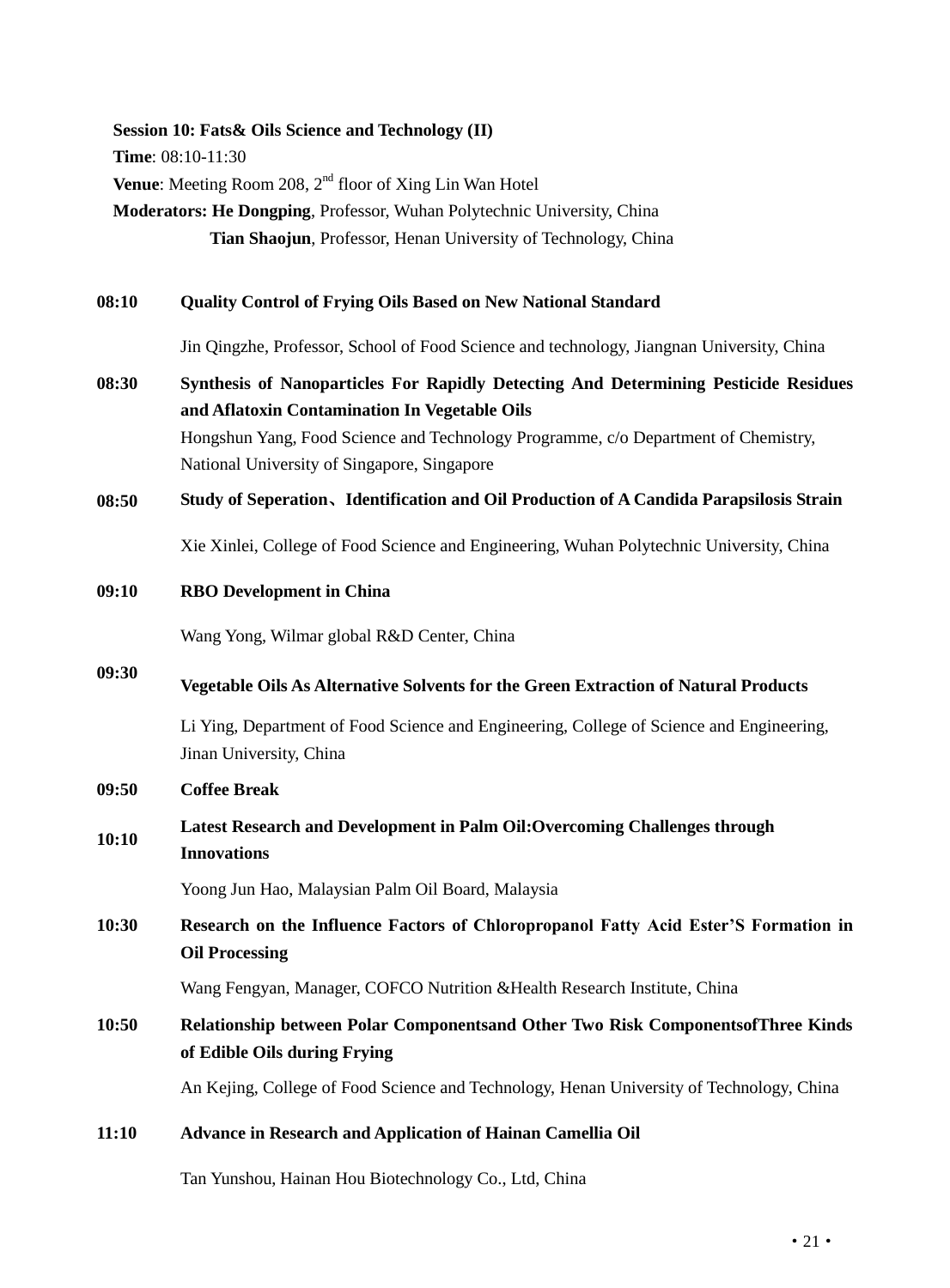**Session 10: Fats& Oils Science and Technology (II)**

**Time**: 08:10-11:30

**Venue**: Meeting Room 208, 2nd floor of Xing Lin Wan Hotel

**Moderators: He Dongping**, Professor, Wuhan Polytechnic University, China

**Tian Shaojun**, Professor, Henan University of Technology, China

**08:10** **Quality Control of Frying Oils Based on New National Standard**

Jin Qingzhe, Professor, School of Food Science and technology, Jiangnan University, China

**08:30** **Synthesis of Nanoparticles For Rapidly Detecting And Determining Pesticide Residues and Aflatoxin Contamination In Vegetable Oils**

Hongshun Yang, Food Science and Technology Programme, c/o Department of Chemistry, National University of Singapore, Singapore

**08:50** **Study of Seperation、Identification and Oil Production of A Candida Parapsilosis Strain**

Xie Xinlei, College of Food Science and Engineering, Wuhan Polytechnic University, China

**09:10** **RBO Development in China**

Wang Yong, Wilmar global R&D Center, China

**09:30** **Vegetable Oils As Alternative Solvents for the Green Extraction of Natural Products**

Li Ying, Department of Food Science and Engineering, College of Science and Engineering, Jinan University, China

**09:50** **Coffee Break**

**10:10** **Latest Research and Development in Palm Oil:Overcoming Challenges through Innovations**

Yoong Jun Hao, Malaysian Palm Oil Board, Malaysia

**10:30** **Research on the Influence Factors of Chloropropanol Fatty Acid Ester'S Formation in Oil Processing**

Wang Fengyan, Manager, COFCO Nutrition &Health Research Institute, China

**10:50** **Relationship between Polar Componentsand Other Two Risk ComponentsofThree Kinds of Edible Oils during Frying**

An Kejing, College of Food Science and Technology, Henan University of Technology, China

**11:10** **Advance in Research and Application of Hainan Camellia Oil**

Tan Yunshou, Hainan Hou Biotechnology Co., Ltd, China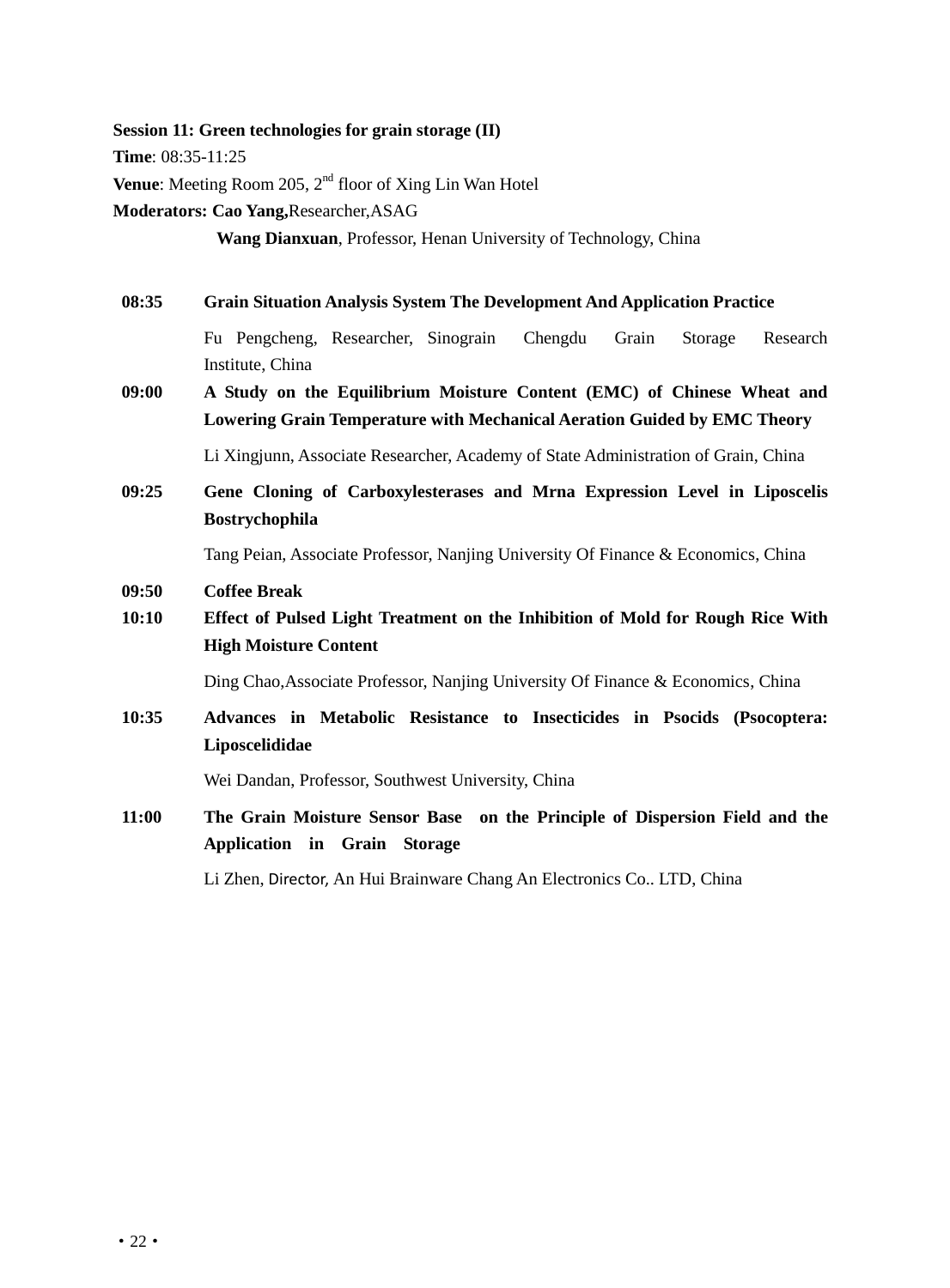**Session 11: Green technologies for grain storage (II)**

**Time**: 08:35-11:25

**Venue**: Meeting Room 205, 2nd floor of Xing Lin Wan Hotel

**Moderators: Cao Yang,**Researcher,ASAG

**Wang Dianxuan**, Professor, Henan University of Technology, China

**08:35** **Grain Situation Analysis System The Development And Application Practice**

Fu Pengcheng, Researcher, Sinograin Chengdu Grain Storage Research Institute, China

**09:00** **A Study on the Equilibrium Moisture Content (EMC) of Chinese Wheat and Lowering Grain Temperature with Mechanical Aeration Guided by EMC Theory**

Li Xingjunn, Associate Researcher, Academy of State Administration of Grain, China

**09:25** **Gene Cloning of Carboxylesterases and Mrna Expression Level in Liposcelis Bostrychophila**

Tang Peian, Associate Professor, Nanjing University Of Finance & Economics, China

**09:50** **Coffee Break**

**10:10** **Effect of Pulsed Light Treatment on the Inhibition of Mold for Rough Rice With High Moisture Content**

Ding Chao,Associate Professor, Nanjing University Of Finance & Economics, China

**10:35** **Advances in Metabolic Resistance to Insecticides in Psocids (Psocoptera: Liposcelididae**

Wei Dandan, Professor, Southwest University, China

**11:00** **The Grain Moisture Sensor Base on the Principle of Dispersion Field and the Application in Grain Storage**

Li Zhen, Director, An Hui Brainware Chang An Electronics Co.. LTD, China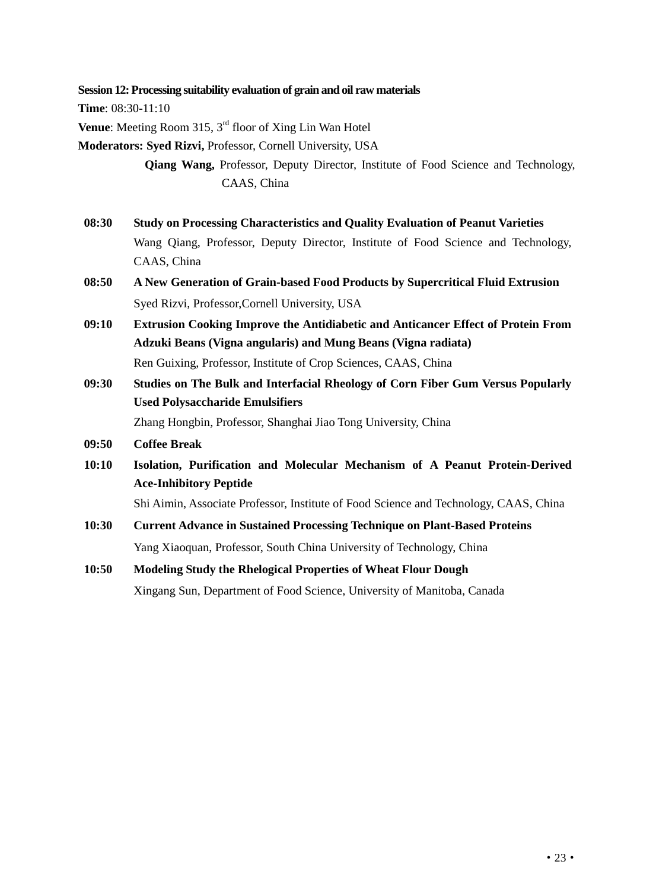**Session 12: Processing suitability evaluation of grain and oil raw materials**

**Time**: 08:30-11:10

**Venue**: Meeting Room 315, 3rd floor of Xing Lin Wan Hotel

**Moderators: Syed Rizvi,** Professor, Cornell University, USA

**Qiang Wang,** Professor, Deputy Director, Institute of Food Science and Technology, CAAS, China

**08:30** **Study on Processing Characteristics and Quality Evaluation of Peanut Varieties**
Wang Qiang, Professor, Deputy Director, Institute of Food Science and Technology, CAAS, China

**08:50** **A New Generation of Grain-based Food Products by Supercritical Fluid Extrusion**
Syed Rizvi, Professor,Cornell University, USA

**09:10** **Extrusion Cooking Improve the Antidiabetic and Anticancer Effect of Protein From Adzuki Beans (Vigna angularis) and Mung Beans (Vigna radiata)**
Ren Guixing, Professor, Institute of Crop Sciences, CAAS, China

**09:30** **Studies on The Bulk and Interfacial Rheology of Corn Fiber Gum Versus Popularly Used Polysaccharide Emulsifiers**
Zhang Hongbin, Professor, Shanghai Jiao Tong University, China

**09:50** **Coffee Break**

**10:10** **Isolation, Purification and Molecular Mechanism of A Peanut Protein-Derived Ace-Inhibitory Peptide**
Shi Aimin, Associate Professor, Institute of Food Science and Technology, CAAS, China

**10:30** **Current Advance in Sustained Processing Technique on Plant-Based Proteins**
Yang Xiaoquan, Professor, South China University of Technology, China

**10:50** **Modeling Study the Rhelogical Properties of Wheat Flour Dough**
Xingang Sun, Department of Food Science, University of Manitoba, Canada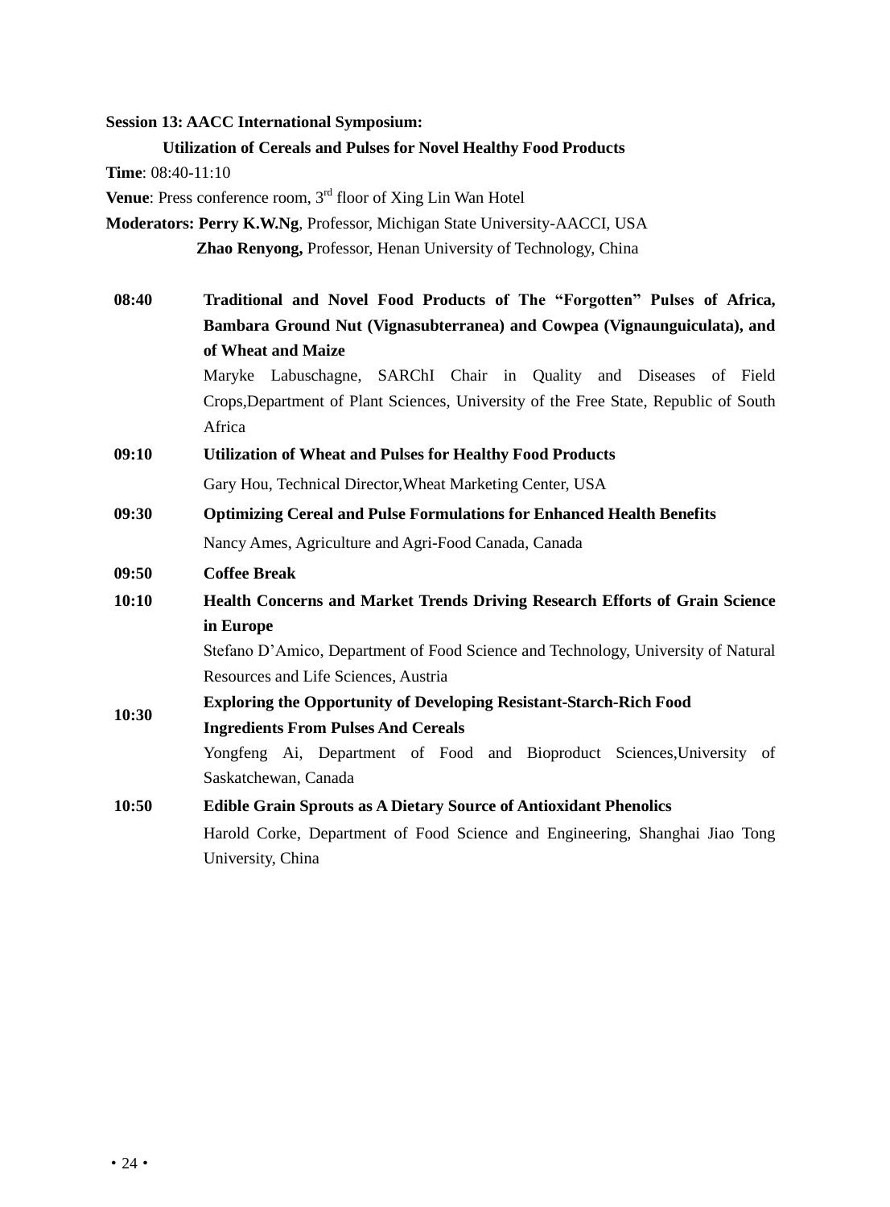**Session 13: AACC International Symposium:**

**Utilization of Cereals and Pulses for Novel Healthy Food Products**

**Time**: 08:40-11:10

**Venue**: Press conference room, 3rd floor of Xing Lin Wan Hotel

**Moderators: Perry K.W.Ng**, Professor, Michigan State University-AACCI, USA

**Zhao Renyong,** Professor, Henan University of Technology, China

| | |
|---|---|
| **08:40** | **Traditional and Novel Food Products of The "Forgotten" Pulses of Africa, Bambara Ground Nut (Vignasubterranea) and Cowpea (Vignaunguiculata), and of Wheat and Maize**<br>Maryke Labuschagne, SARChI Chair in Quality and Diseases of Field Crops,Department of Plant Sciences, University of the Free State, Republic of South Africa |
| **09:10** | **Utilization of Wheat and Pulses for Healthy Food Products**<br>Gary Hou, Technical Director,Wheat Marketing Center, USA |
| **09:30** | **Optimizing Cereal and Pulse Formulations for Enhanced Health Benefits**<br>Nancy Ames, Agriculture and Agri-Food Canada, Canada |
| **09:50** | **Coffee Break** |
| **10:10** | **Health Concerns and Market Trends Driving Research Efforts of Grain Science in Europe**<br>Stefano D'Amico, Department of Food Science and Technology, University of Natural Resources and Life Sciences, Austria |
| **10:30** | **Exploring the Opportunity of Developing Resistant-Starch-Rich Food Ingredients From Pulses And Cereals**<br>Yongfeng Ai, Department of Food and Bioproduct Sciences,University of Saskatchewan, Canada |
| **10:50** | **Edible Grain Sprouts as A Dietary Source of Antioxidant Phenolics**<br>Harold Corke, Department of Food Science and Engineering, Shanghai Jiao Tong University, China |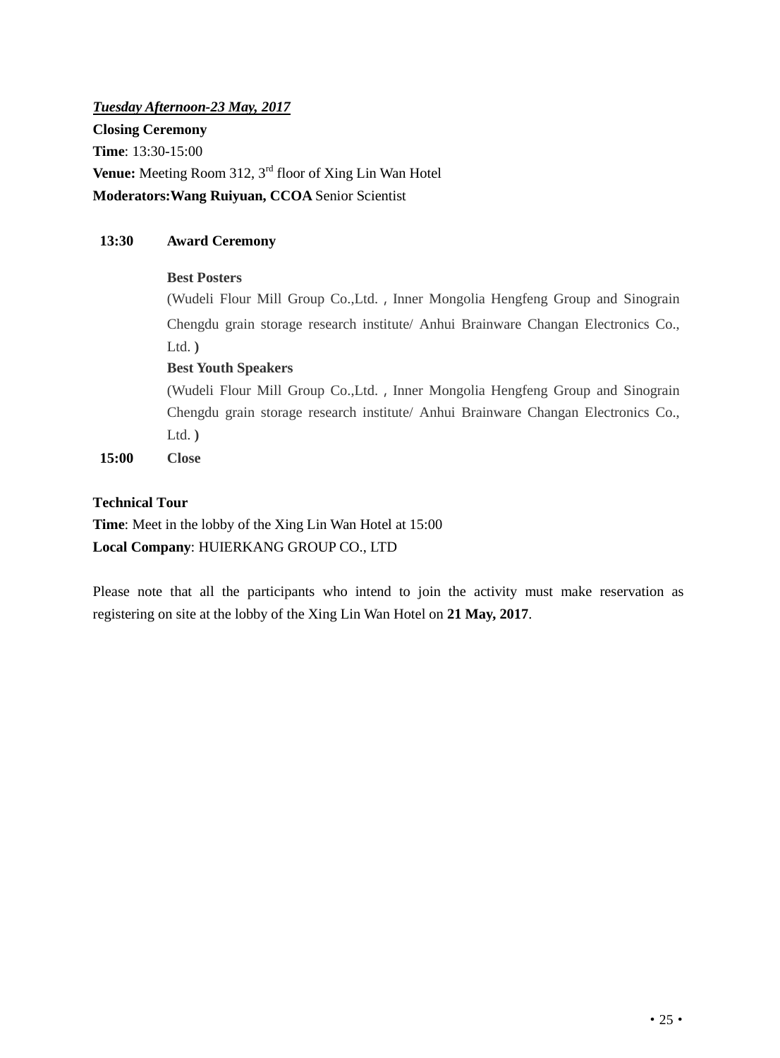***Tuesday Afternoon-23 May, 2017***

**Closing Ceremony**

**Time**: 13:30-15:00

**Venue:** Meeting Room 312, 3rd floor of Xing Lin Wan Hotel

**Moderators:Wang Ruiyuan, CCOA** Senior Scientist

**13:30** **Award Ceremony**

**Best Posters**

(Wudeli Flour Mill Group Co.,Ltd. , Inner Mongolia Hengfeng Group and Sinograin Chengdu grain storage research institute/ Anhui Brainware Changan Electronics Co., Ltd. **)**

**Best Youth Speakers**

(Wudeli Flour Mill Group Co.,Ltd. , Inner Mongolia Hengfeng Group and Sinograin Chengdu grain storage research institute/ Anhui Brainware Changan Electronics Co., Ltd. **)**

**15:00** **Close**

**Technical Tour**

**Time**: Meet in the lobby of the Xing Lin Wan Hotel at 15:00

**Local Company**: HUIERKANG GROUP CO., LTD

Please note that all the participants who intend to join the activity must make reservation as registering on site at the lobby of the Xing Lin Wan Hotel on **21 May, 2017**.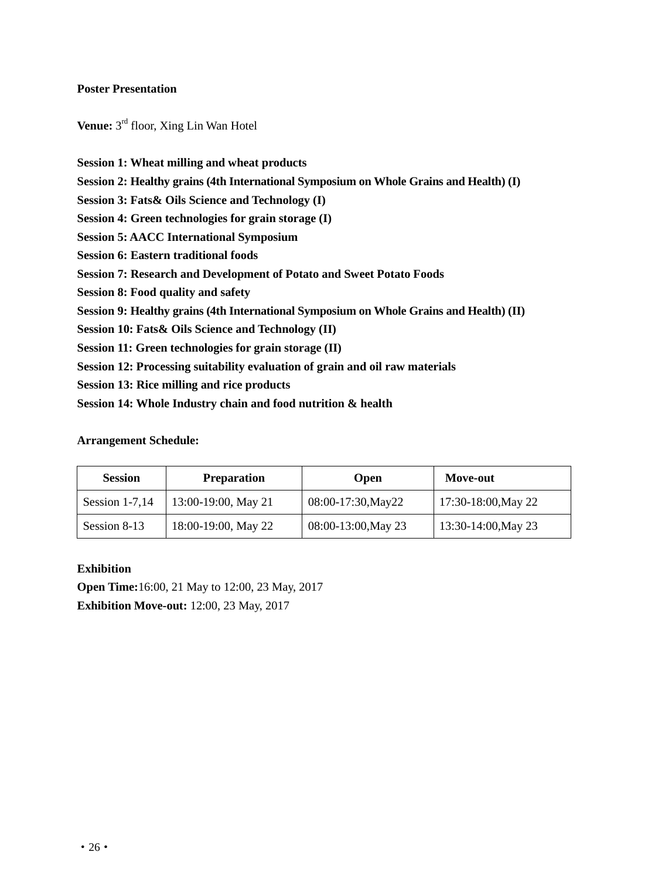**Poster Presentation**

**Venue:** 3rd floor, Xing Lin Wan Hotel

**Session 1: Wheat milling and wheat products**
**Session 2: Healthy grains (4th International Symposium on Whole Grains and Health) (I)**
**Session 3: Fats& Oils Science and Technology (I)**
**Session 4: Green technologies for grain storage (I)**
**Session 5: AACC International Symposium**
**Session 6: Eastern traditional foods**
**Session 7: Research and Development of Potato and Sweet Potato Foods**
**Session 8: Food quality and safety**
**Session 9: Healthy grains (4th International Symposium on Whole Grains and Health) (II)**
**Session 10: Fats& Oils Science and Technology (II)**
**Session 11: Green technologies for grain storage (II)**
**Session 12: Processing suitability evaluation of grain and oil raw materials**
**Session 13: Rice milling and rice products**
**Session 14: Whole Industry chain and food nutrition & health**

**Arrangement Schedule:**

| Session | Preparation | Open | Move-out |
|---|---|---|---|
| Session 1-7,14 | 13:00-19:00, May 21 | 08:00-17:30,May22 | 17:30-18:00,May 22 |
| Session 8-13 | 18:00-19:00, May 22 | 08:00-13:00,May 23 | 13:30-14:00,May 23 |

**Exhibition**
**Open Time:**16:00, 21 May to 12:00, 23 May, 2017
**Exhibition Move-out:** 12:00, 23 May, 2017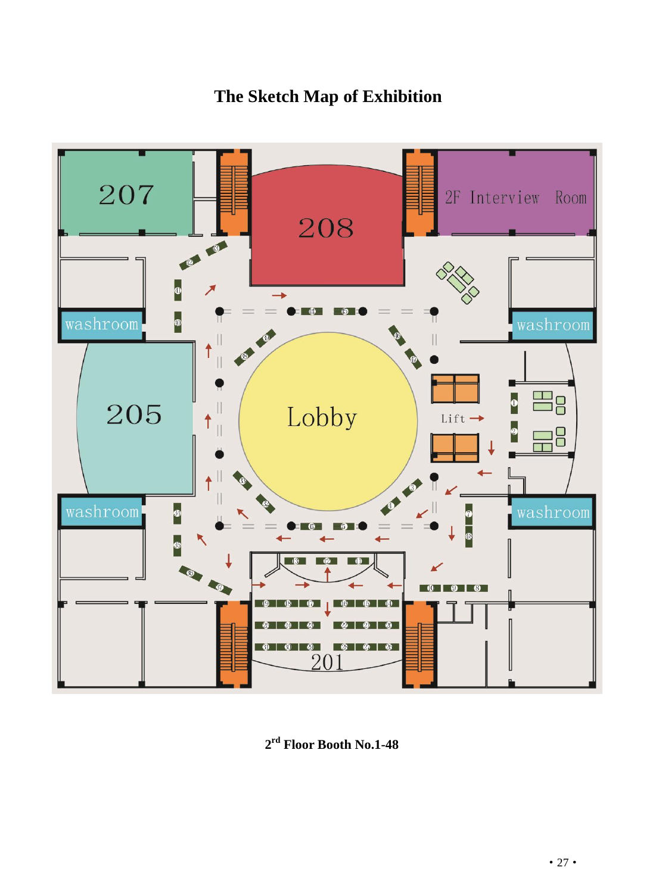# The Sketch Map of Exhibition

207

208

2F Interview Room

washroom

washroom

205

Lobby

Lift →

washroom

washroom

201

**2rd Floor Booth No.1-48**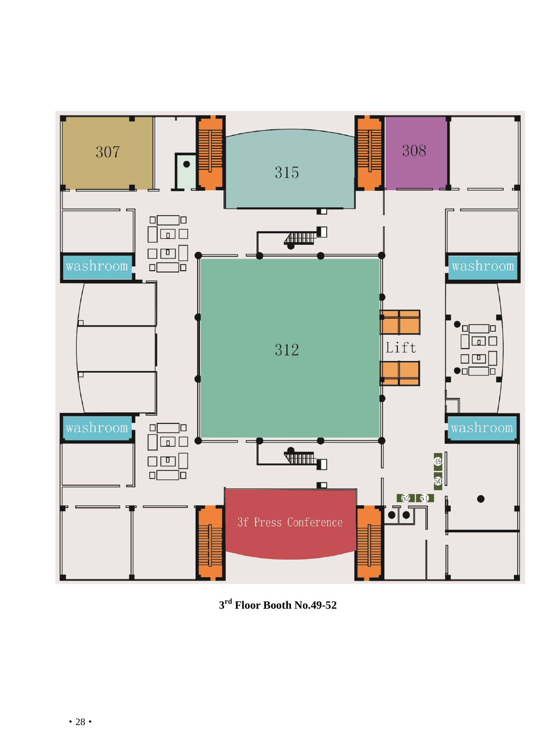307

315

308

washroom

washroom

312

Lift

washroom

washroom

49

50

52 51

3f Press Conference

3[rd] Floor Booth No.49-52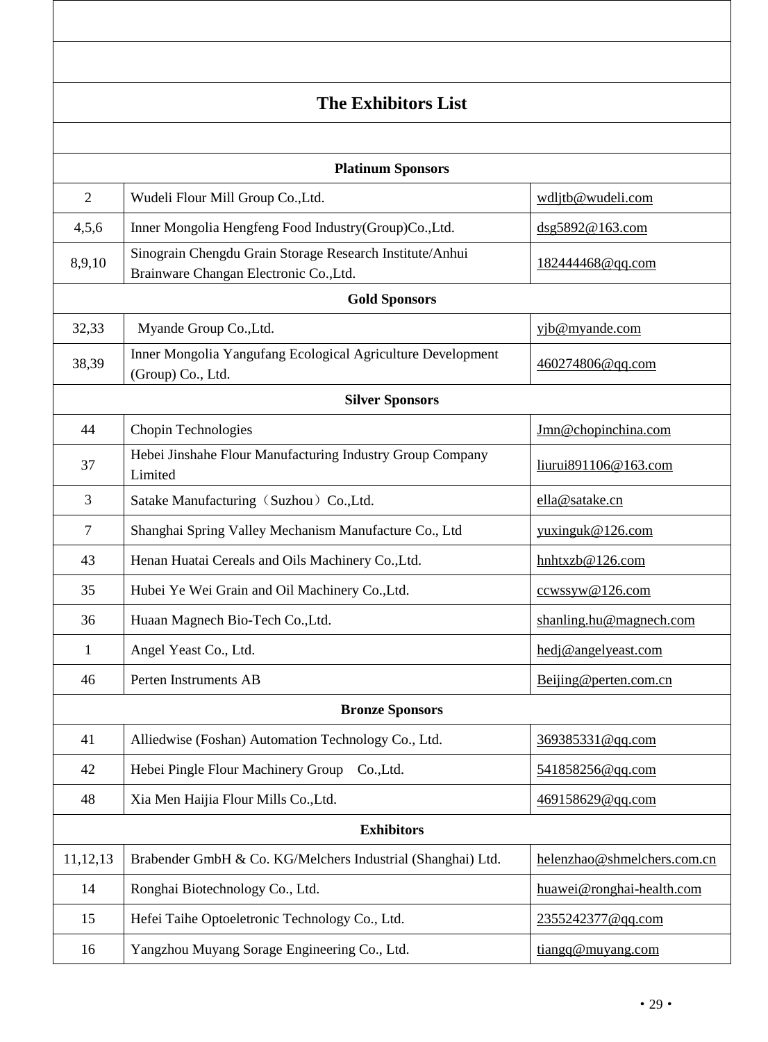## The Exhibitors List

| | | |
|---|---|---|
| **Platinum Sponsors** | | |
| 2 | Wudeli Flour Mill Group Co.,Ltd. | wdljtb@wudeli.com |
| 4,5,6 | Inner Mongolia Hengfeng Food Industry(Group)Co.,Ltd. | dsg5892@163.com |
| 8,9,10 | Sinograin Chengdu Grain Storage Research Institute/Anhui Brainware Changan Electronic Co.,Ltd. | 182444468@qq.com |
| **Gold Sponsors** | | |
| 32,33 | Myande Group Co.,Ltd. | yjb@myande.com |
| 38,39 | Inner Mongolia Yangufang Ecological Agriculture Development (Group) Co., Ltd. | 460274806@qq.com |
| **Silver Sponsors** | | |
| 44 | Chopin Technologies | Jmn@chopinchina.com |
| 37 | Hebei Jinshahe Flour Manufacturing Industry Group Company Limited | liurui891106@163.com |
| 3 | Satake Manufacturing（Suzhou）Co.,Ltd. | ella@satake.cn |
| 7 | Shanghai Spring Valley Mechanism Manufacture Co., Ltd | yuxinguk@126.com |
| 43 | Henan Huatai Cereals and Oils Machinery Co.,Ltd. | hnhtxzb@126.com |
| 35 | Hubei Ye Wei Grain and Oil Machinery Co.,Ltd. | ccwssyw@126.com |
| 36 | Huaan Magnech Bio-Tech Co.,Ltd. | shanling.hu@magnech.com |
| 1 | Angel Yeast Co., Ltd. | hedj@angelyeast.com |
| 46 | Perten Instruments AB | Beijing@perten.com.cn |
| **Bronze Sponsors** | | |
| 41 | Alliedwise (Foshan) Automation Technology Co., Ltd. | 369385331@qq.com |
| 42 | Hebei Pingle Flour Machinery Group Co.,Ltd. | 541858256@qq.com |
| 48 | Xia Men Haijia Flour Mills Co.,Ltd. | 469158629@qq.com |
| **Exhibitors** | | |
| 11,12,13 | Brabender GmbH & Co. KG/Melchers Industrial (Shanghai) Ltd. | helenzhao@shmelchers.com.cn |
| 14 | Ronghai Biotechnology Co., Ltd. | huawei@ronghai-health.com |
| 15 | Hefei Taihe Optoeletronic Technology Co., Ltd. | 2355242377@qq.com |
| 16 | Yangzhou Muyang Sorage Engineering Co., Ltd. | tiangq@muyang.com |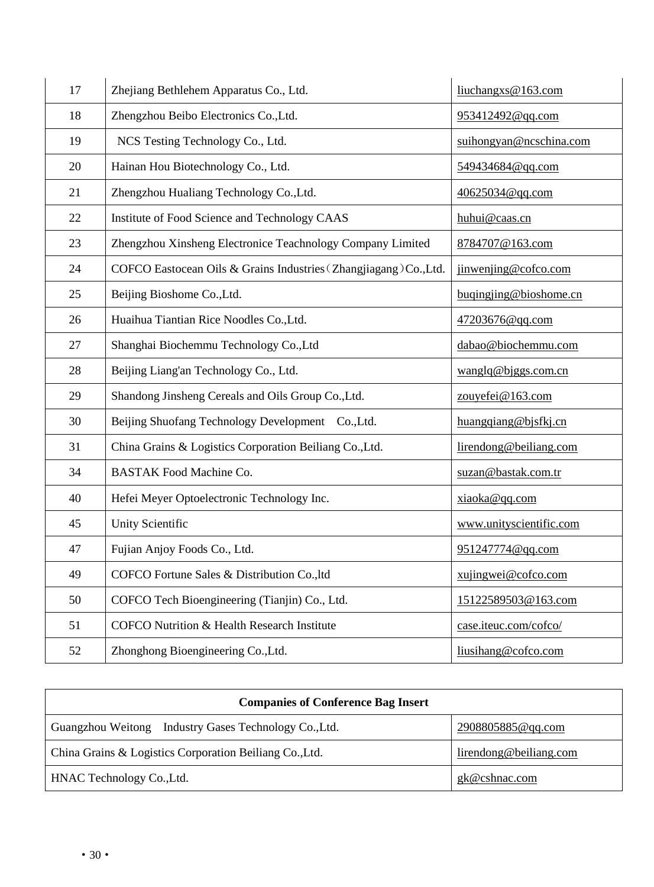| | | |
|---|---|---|
| 17 | Zhejiang Bethlehem Apparatus Co., Ltd. | liuchangxs@163.com |
| 18 | Zhengzhou Beibo Electronics Co.,Ltd. | 953412492@qq.com |
| 19 | NCS Testing Technology Co., Ltd. | suihongyan@ncschina.com |
| 20 | Hainan Hou Biotechnology Co., Ltd. | 549434684@qq.com |
| 21 | Zhengzhou Hualiang Technology Co.,Ltd. | 40625034@qq.com |
| 22 | Institute of Food Science and Technology CAAS | huhui@caas.cn |
| 23 | Zhengzhou Xinsheng Electronice Teachnology Company Limited | 8784707@163.com |
| 24 | COFCO Eastocean Oils & Grains Industries（Zhangjiagang）Co.,Ltd. | jinwenjing@cofco.com |
| 25 | Beijing Bioshome Co.,Ltd. | buqingjing@bioshome.cn |
| 26 | Huaihua Tiantian Rice Noodles Co.,Ltd. | 47203676@qq.com |
| 27 | Shanghai Biochemmu Technology Co.,Ltd | dabao@biochemmu.com |
| 28 | Beijing Liang'an Technology Co., Ltd. | wanglq@bjggs.com.cn |
| 29 | Shandong Jinsheng Cereals and Oils Group Co.,Ltd. | zouyefei@163.com |
| 30 | Beijing Shuofang Technology Development Co.,Ltd. | huangqiang@bjsfkj.cn |
| 31 | China Grains & Logistics Corporation Beiliang Co.,Ltd. | lirendong@beiliang.com |
| 34 | BASTAK Food Machine Co. | suzan@bastak.com.tr |
| 40 | Hefei Meyer Optoelectronic Technology Inc. | xiaoka@qq.com |
| 45 | Unity Scientific | www.unityscientific.com |
| 47 | Fujian Anjoy Foods Co., Ltd. | 951247774@qq.com |
| 49 | COFCO Fortune Sales & Distribution Co.,ltd | xujingwei@cofco.com |
| 50 | COFCO Tech Bioengineering (Tianjin) Co., Ltd. | 15122589503@163.com |
| 51 | COFCO Nutrition & Health Research Institute | case.iteuc.com/cofco/ |
| 52 | Zhonghong Bioengineering Co.,Ltd. | liusihang@cofco.com |

| **Companies of Conference Bag Insert** | |
|---|---|
| Guangzhou Weitong Industry Gases Technology Co.,Ltd. | 2908805885@qq.com |
| China Grains & Logistics Corporation Beiliang Co.,Ltd. | lirendong@beiliang.com |
| HNAC Technology Co.,Ltd. | gk@cshnac.com |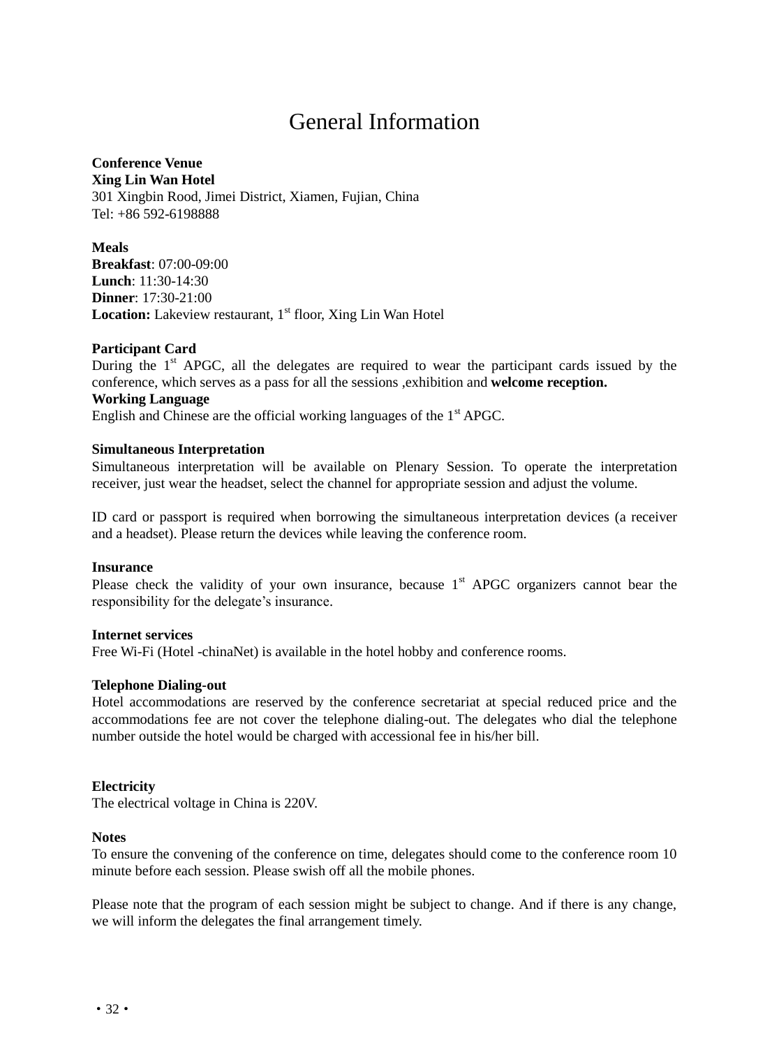# General Information

**Conference Venue**
**Xing Lin Wan Hotel**
301 Xingbin Rood, Jimei District, Xiamen, Fujian, China
Tel: +86 592-6198888

**Meals**
**Breakfast**: 07:00-09:00
**Lunch**: 11:30-14:30
**Dinner**: 17:30-21:00
**Location:** Lakeview restaurant, 1st floor, Xing Lin Wan Hotel

**Participant Card**
During the 1st APGC, all the delegates are required to wear the participant cards issued by the conference, which serves as a pass for all the sessions ,exhibition and **welcome reception.**
**Working Language**
English and Chinese are the official working languages of the 1st APGC.

**Simultaneous Interpretation**
Simultaneous interpretation will be available on Plenary Session. To operate the interpretation receiver, just wear the headset, select the channel for appropriate session and adjust the volume.

ID card or passport is required when borrowing the simultaneous interpretation devices (a receiver and a headset). Please return the devices while leaving the conference room.

**Insurance**
Please check the validity of your own insurance, because 1st APGC organizers cannot bear the responsibility for the delegate's insurance.

**Internet services**
Free Wi-Fi (Hotel -chinaNet) is available in the hotel hobby and conference rooms.

**Telephone Dialing-out**
Hotel accommodations are reserved by the conference secretariat at special reduced price and the accommodations fee are not cover the telephone dialing-out. The delegates who dial the telephone number outside the hotel would be charged with accessional fee in his/her bill.

**Electricity**
The electrical voltage in China is 220V.

**Notes**
To ensure the convening of the conference on time, delegates should come to the conference room 10 minute before each session. Please swish off all the mobile phones.

Please note that the program of each session might be subject to change. And if there is any change, we will inform the delegates the final arrangement timely.